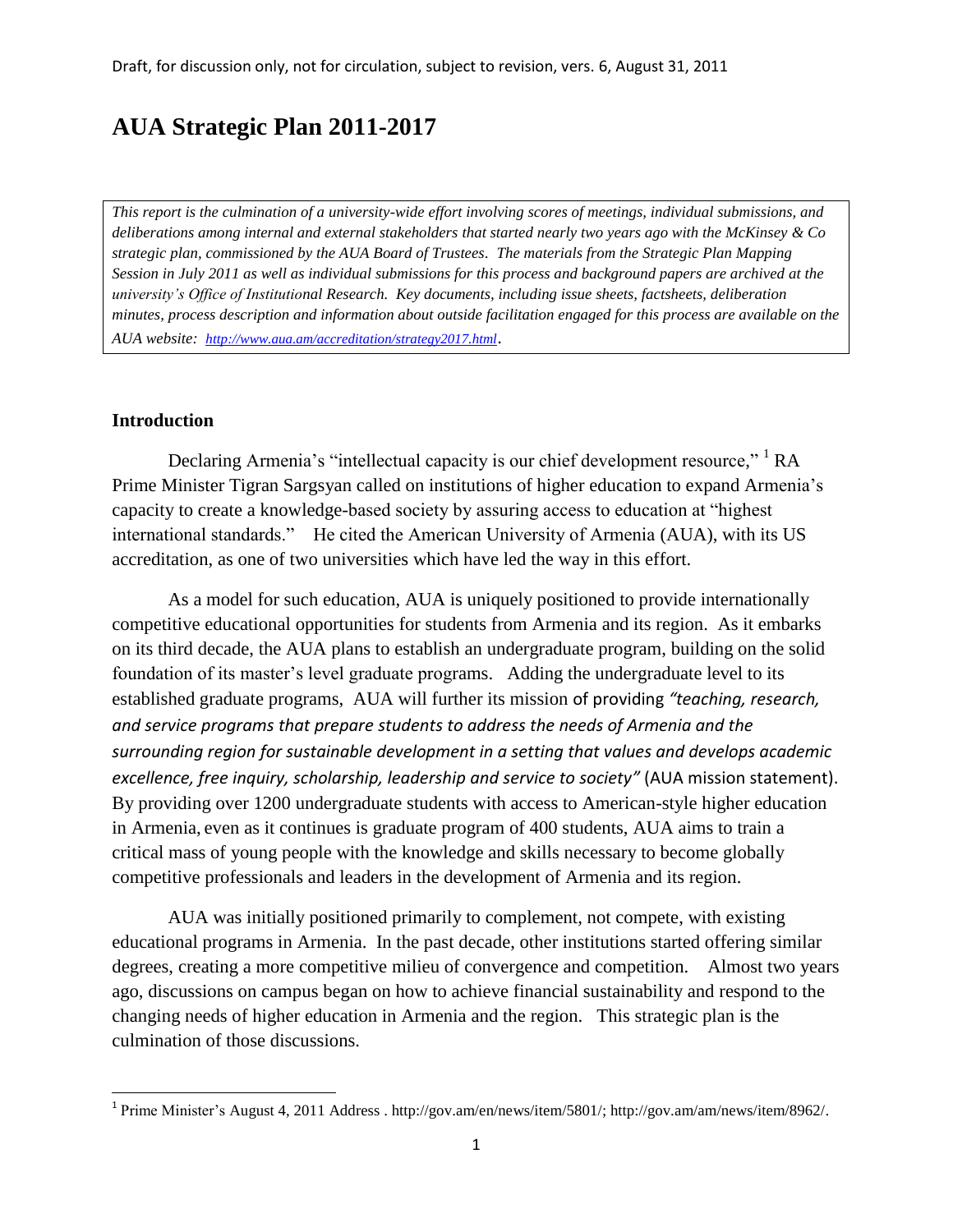Draft, for discussion only, not for circulation, subject to revision, vers. 6, August 31, 2011

# AUA Strategic Plan 2011-2017

*This report is the culmination of a university-wide effort involving scores of meetings, individual submissions, and deliberations among internal and external stakeholders that started nearly two years ago with the McKinsey & Co strategic plan, commissioned by the AUA Board of Trustees. The materials from the Strategic Plan Mapping Session in July 2011 as well as individual submissions for this process and background papers are archived at the university's Office of Institutional Research. Key documents, including issue sheets, factsheets, deliberation minutes, process description and information about outside facilitation engaged for this process are available on the AUA website: http://www.aua.am/accreditation/strategy2017.html.*

## Introduction

Declaring Armenia's "intellectual capacity is our chief development resource," [1] RA Prime Minister Tigran Sargsyan called on institutions of higher education to expand Armenia's capacity to create a knowledge-based society by assuring access to education at "highest international standards." He cited the American University of Armenia (AUA), with its US accreditation, as one of two universities which have led the way in this effort.

As a model for such education, AUA is uniquely positioned to provide internationally competitive educational opportunities for students from Armenia and its region. As it embarks on its third decade, the AUA plans to establish an undergraduate program, building on the solid foundation of its master's level graduate programs. Adding the undergraduate level to its established graduate programs, AUA will further its mission of providing *"teaching, research, and service programs that prepare students to address the needs of Armenia and the surrounding region for sustainable development in a setting that values and develops academic excellence, free inquiry, scholarship, leadership and service to society"* (AUA mission statement). By providing over 1200 undergraduate students with access to American-style higher education in Armenia, even as it continues is graduate program of 400 students, AUA aims to train a critical mass of young people with the knowledge and skills necessary to become globally competitive professionals and leaders in the development of Armenia and its region.

AUA was initially positioned primarily to complement, not compete, with existing educational programs in Armenia. In the past decade, other institutions started offering similar degrees, creating a more competitive milieu of convergence and competition. Almost two years ago, discussions on campus began on how to achieve financial sustainability and respond to the changing needs of higher education in Armenia and the region. This strategic plan is the culmination of those discussions.

[1] Prime Minister's August 4, 2011 Address . http://gov.am/en/news/item/5801/; http://gov.am/am/news/item/8962/.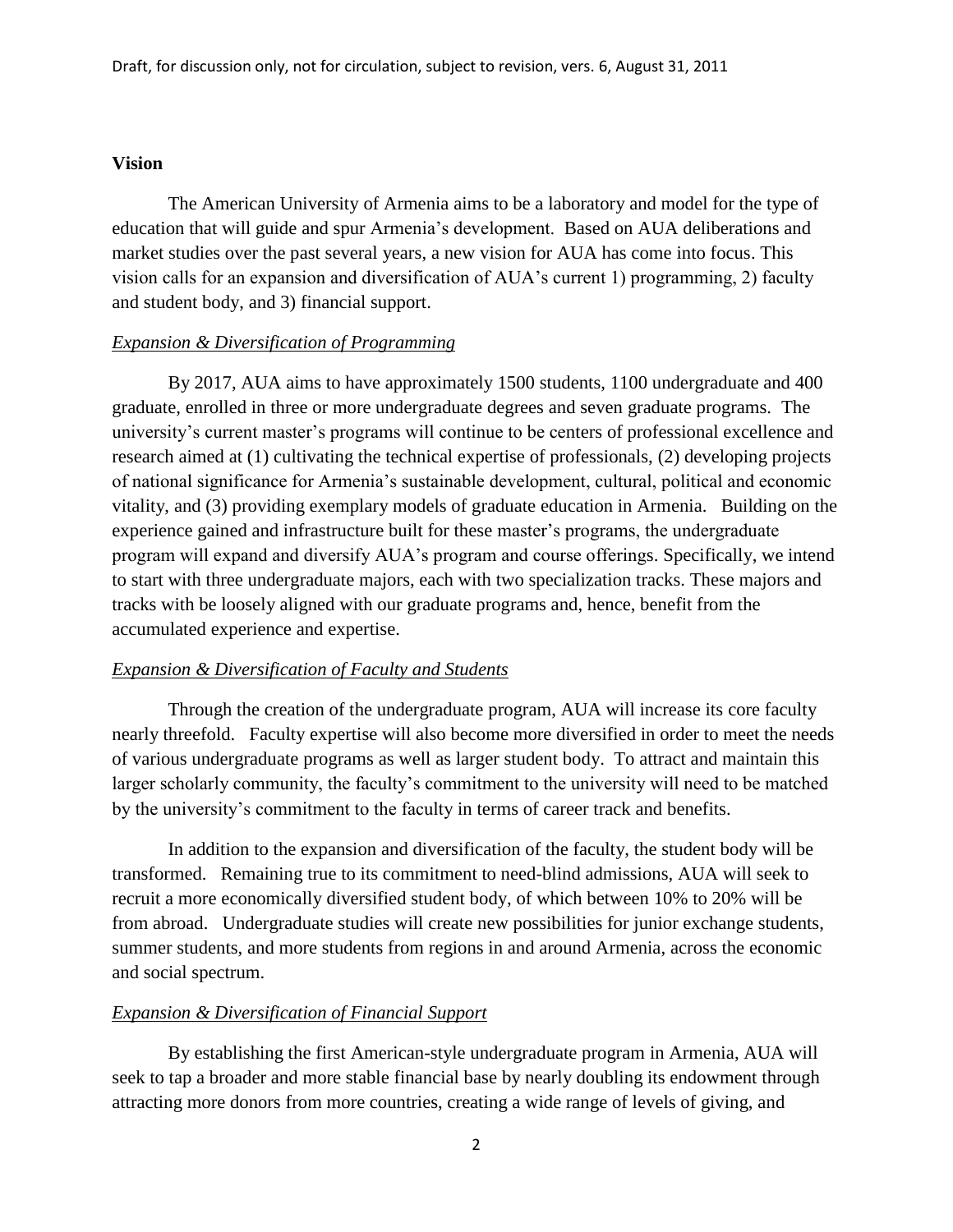## Vision

The American University of Armenia aims to be a laboratory and model for the type of education that will guide and spur Armenia's development. Based on AUA deliberations and market studies over the past several years, a new vision for AUA has come into focus. This vision calls for an expansion and diversification of AUA's current 1) programming, 2) faculty and student body, and 3) financial support.

### *Expansion & Diversification of Programming*

By 2017, AUA aims to have approximately 1500 students, 1100 undergraduate and 400 graduate, enrolled in three or more undergraduate degrees and seven graduate programs. The university's current master's programs will continue to be centers of professional excellence and research aimed at (1) cultivating the technical expertise of professionals, (2) developing projects of national significance for Armenia's sustainable development, cultural, political and economic vitality, and (3) providing exemplary models of graduate education in Armenia. Building on the experience gained and infrastructure built for these master's programs, the undergraduate program will expand and diversify AUA's program and course offerings. Specifically, we intend to start with three undergraduate majors, each with two specialization tracks. These majors and tracks with be loosely aligned with our graduate programs and, hence, benefit from the accumulated experience and expertise.

### *Expansion & Diversification of Faculty and Students*

Through the creation of the undergraduate program, AUA will increase its core faculty nearly threefold. Faculty expertise will also become more diversified in order to meet the needs of various undergraduate programs as well as larger student body. To attract and maintain this larger scholarly community, the faculty's commitment to the university will need to be matched by the university's commitment to the faculty in terms of career track and benefits.

In addition to the expansion and diversification of the faculty, the student body will be transformed. Remaining true to its commitment to need-blind admissions, AUA will seek to recruit a more economically diversified student body, of which between 10% to 20% will be from abroad. Undergraduate studies will create new possibilities for junior exchange students, summer students, and more students from regions in and around Armenia, across the economic and social spectrum.

### *Expansion & Diversification of Financial Support*

By establishing the first American-style undergraduate program in Armenia, AUA will seek to tap a broader and more stable financial base by nearly doubling its endowment through attracting more donors from more countries, creating a wide range of levels of giving, and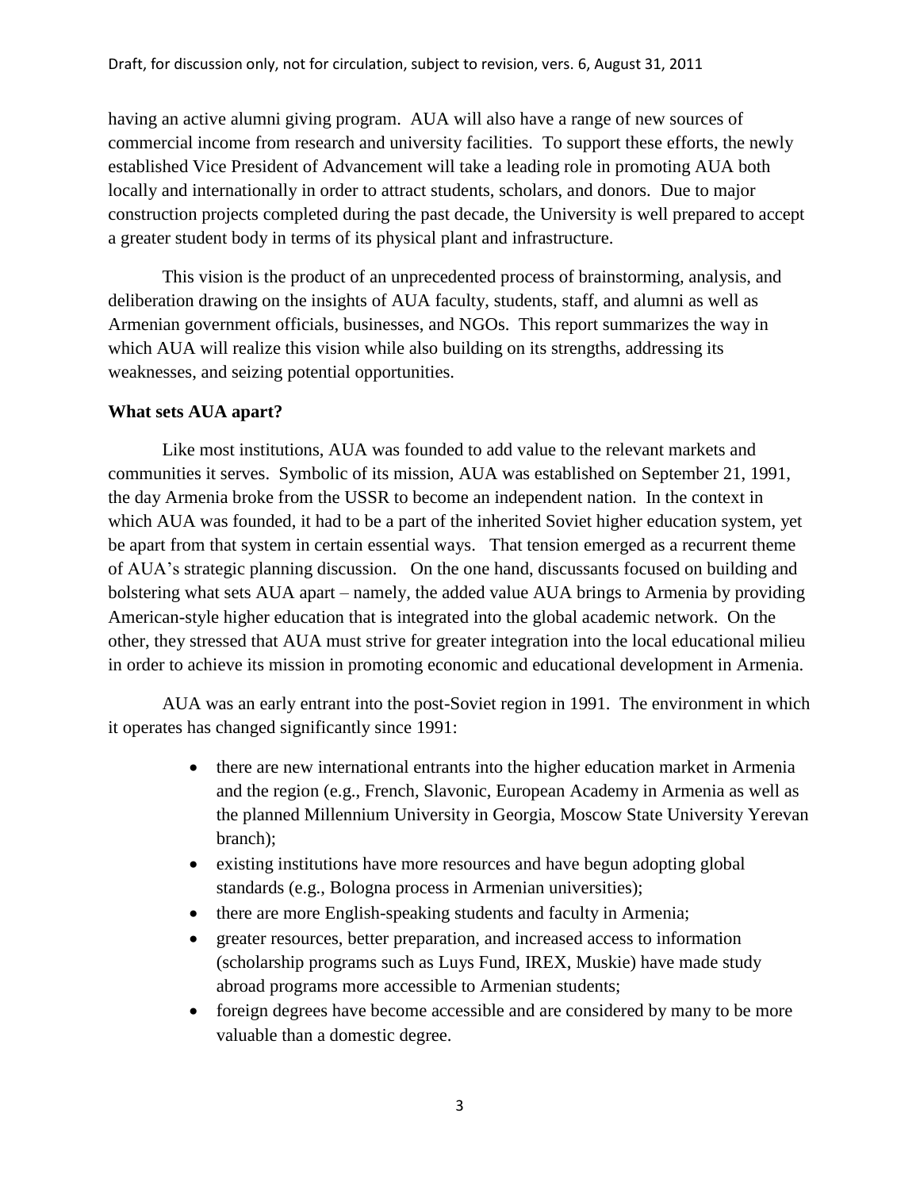having an active alumni giving program. AUA will also have a range of new sources of commercial income from research and university facilities. To support these efforts, the newly established Vice President of Advancement will take a leading role in promoting AUA both locally and internationally in order to attract students, scholars, and donors. Due to major construction projects completed during the past decade, the University is well prepared to accept a greater student body in terms of its physical plant and infrastructure.

This vision is the product of an unprecedented process of brainstorming, analysis, and deliberation drawing on the insights of AUA faculty, students, staff, and alumni as well as Armenian government officials, businesses, and NGOs. This report summarizes the way in which AUA will realize this vision while also building on its strengths, addressing its weaknesses, and seizing potential opportunities.

**What sets AUA apart?**

Like most institutions, AUA was founded to add value to the relevant markets and communities it serves. Symbolic of its mission, AUA was established on September 21, 1991, the day Armenia broke from the USSR to become an independent nation. In the context in which AUA was founded, it had to be a part of the inherited Soviet higher education system, yet be apart from that system in certain essential ways. That tension emerged as a recurrent theme of AUA's strategic planning discussion. On the one hand, discussants focused on building and bolstering what sets AUA apart – namely, the added value AUA brings to Armenia by providing American-style higher education that is integrated into the global academic network. On the other, they stressed that AUA must strive for greater integration into the local educational milieu in order to achieve its mission in promoting economic and educational development in Armenia.

AUA was an early entrant into the post-Soviet region in 1991. The environment in which it operates has changed significantly since 1991:

- there are new international entrants into the higher education market in Armenia and the region (e.g., French, Slavonic, European Academy in Armenia as well as the planned Millennium University in Georgia, Moscow State University Yerevan branch);
- existing institutions have more resources and have begun adopting global standards (e.g., Bologna process in Armenian universities);
- there are more English-speaking students and faculty in Armenia;
- greater resources, better preparation, and increased access to information (scholarship programs such as Luys Fund, IREX, Muskie) have made study abroad programs more accessible to Armenian students;
- foreign degrees have become accessible and are considered by many to be more valuable than a domestic degree.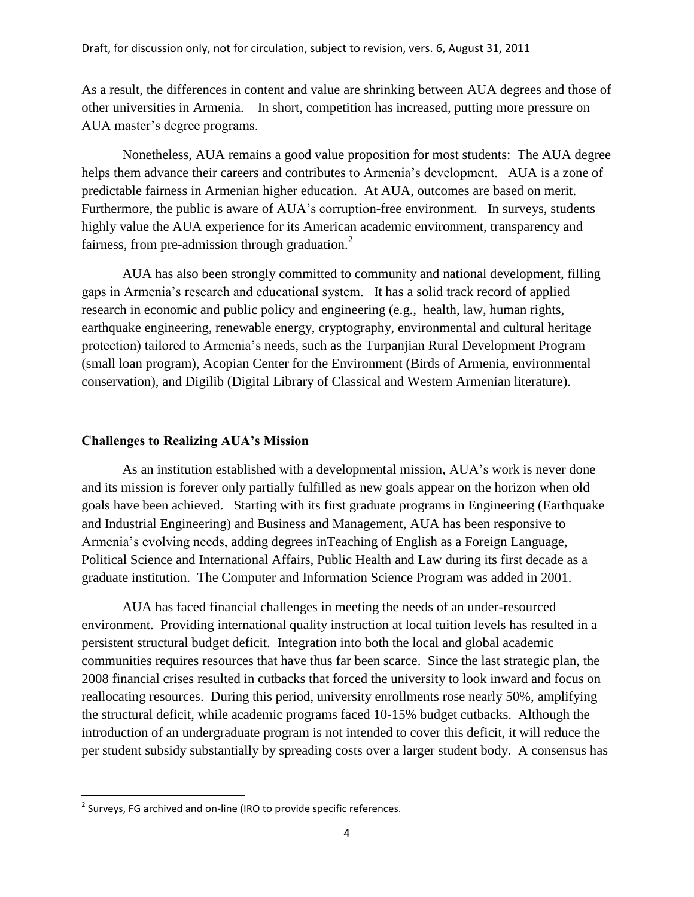As a result, the differences in content and value are shrinking between AUA degrees and those of other universities in Armenia. In short, competition has increased, putting more pressure on AUA master's degree programs.

Nonetheless, AUA remains a good value proposition for most students: The AUA degree helps them advance their careers and contributes to Armenia's development. AUA is a zone of predictable fairness in Armenian higher education. At AUA, outcomes are based on merit. Furthermore, the public is aware of AUA's corruption-free environment. In surveys, students highly value the AUA experience for its American academic environment, transparency and fairness, from pre-admission through graduation.[2]

AUA has also been strongly committed to community and national development, filling gaps in Armenia's research and educational system. It has a solid track record of applied research in economic and public policy and engineering (e.g., health, law, human rights, earthquake engineering, renewable energy, cryptography, environmental and cultural heritage protection) tailored to Armenia's needs, such as the Turpanjian Rural Development Program (small loan program), Acopian Center for the Environment (Birds of Armenia, environmental conservation), and Digilib (Digital Library of Classical and Western Armenian literature).

**Challenges to Realizing AUA's Mission**

As an institution established with a developmental mission, AUA's work is never done and its mission is forever only partially fulfilled as new goals appear on the horizon when old goals have been achieved. Starting with its first graduate programs in Engineering (Earthquake and Industrial Engineering) and Business and Management, AUA has been responsive to Armenia's evolving needs, adding degrees inTeaching of English as a Foreign Language, Political Science and International Affairs, Public Health and Law during its first decade as a graduate institution. The Computer and Information Science Program was added in 2001.

AUA has faced financial challenges in meeting the needs of an under-resourced environment. Providing international quality instruction at local tuition levels has resulted in a persistent structural budget deficit. Integration into both the local and global academic communities requires resources that have thus far been scarce. Since the last strategic plan, the 2008 financial crises resulted in cutbacks that forced the university to look inward and focus on reallocating resources. During this period, university enrollments rose nearly 50%, amplifying the structural deficit, while academic programs faced 10-15% budget cutbacks. Although the introduction of an undergraduate program is not intended to cover this deficit, it will reduce the per student subsidy substantially by spreading costs over a larger student body. A consensus has

---

[2] Surveys, FG archived and on-line (IRO to provide specific references.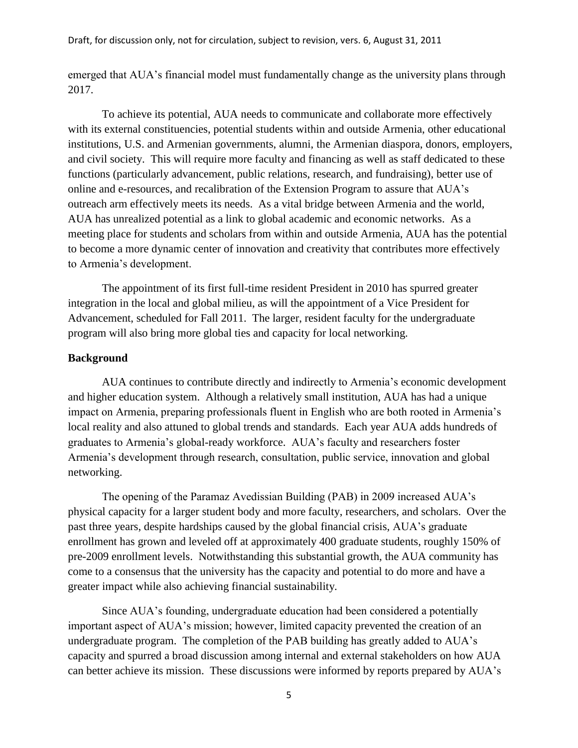emerged that AUA's financial model must fundamentally change as the university plans through 2017.

To achieve its potential, AUA needs to communicate and collaborate more effectively with its external constituencies, potential students within and outside Armenia, other educational institutions, U.S. and Armenian governments, alumni, the Armenian diaspora, donors, employers, and civil society. This will require more faculty and financing as well as staff dedicated to these functions (particularly advancement, public relations, research, and fundraising), better use of online and e-resources, and recalibration of the Extension Program to assure that AUA's outreach arm effectively meets its needs. As a vital bridge between Armenia and the world, AUA has unrealized potential as a link to global academic and economic networks. As a meeting place for students and scholars from within and outside Armenia, AUA has the potential to become a more dynamic center of innovation and creativity that contributes more effectively to Armenia's development.

The appointment of its first full-time resident President in 2010 has spurred greater integration in the local and global milieu, as will the appointment of a Vice President for Advancement, scheduled for Fall 2011. The larger, resident faculty for the undergraduate program will also bring more global ties and capacity for local networking.

## Background

AUA continues to contribute directly and indirectly to Armenia's economic development and higher education system. Although a relatively small institution, AUA has had a unique impact on Armenia, preparing professionals fluent in English who are both rooted in Armenia's local reality and also attuned to global trends and standards. Each year AUA adds hundreds of graduates to Armenia's global-ready workforce. AUA's faculty and researchers foster Armenia's development through research, consultation, public service, innovation and global networking.

The opening of the Paramaz Avedissian Building (PAB) in 2009 increased AUA's physical capacity for a larger student body and more faculty, researchers, and scholars. Over the past three years, despite hardships caused by the global financial crisis, AUA's graduate enrollment has grown and leveled off at approximately 400 graduate students, roughly 150% of pre-2009 enrollment levels. Notwithstanding this substantial growth, the AUA community has come to a consensus that the university has the capacity and potential to do more and have a greater impact while also achieving financial sustainability.

Since AUA's founding, undergraduate education had been considered a potentially important aspect of AUA's mission; however, limited capacity prevented the creation of an undergraduate program. The completion of the PAB building has greatly added to AUA's capacity and spurred a broad discussion among internal and external stakeholders on how AUA can better achieve its mission. These discussions were informed by reports prepared by AUA's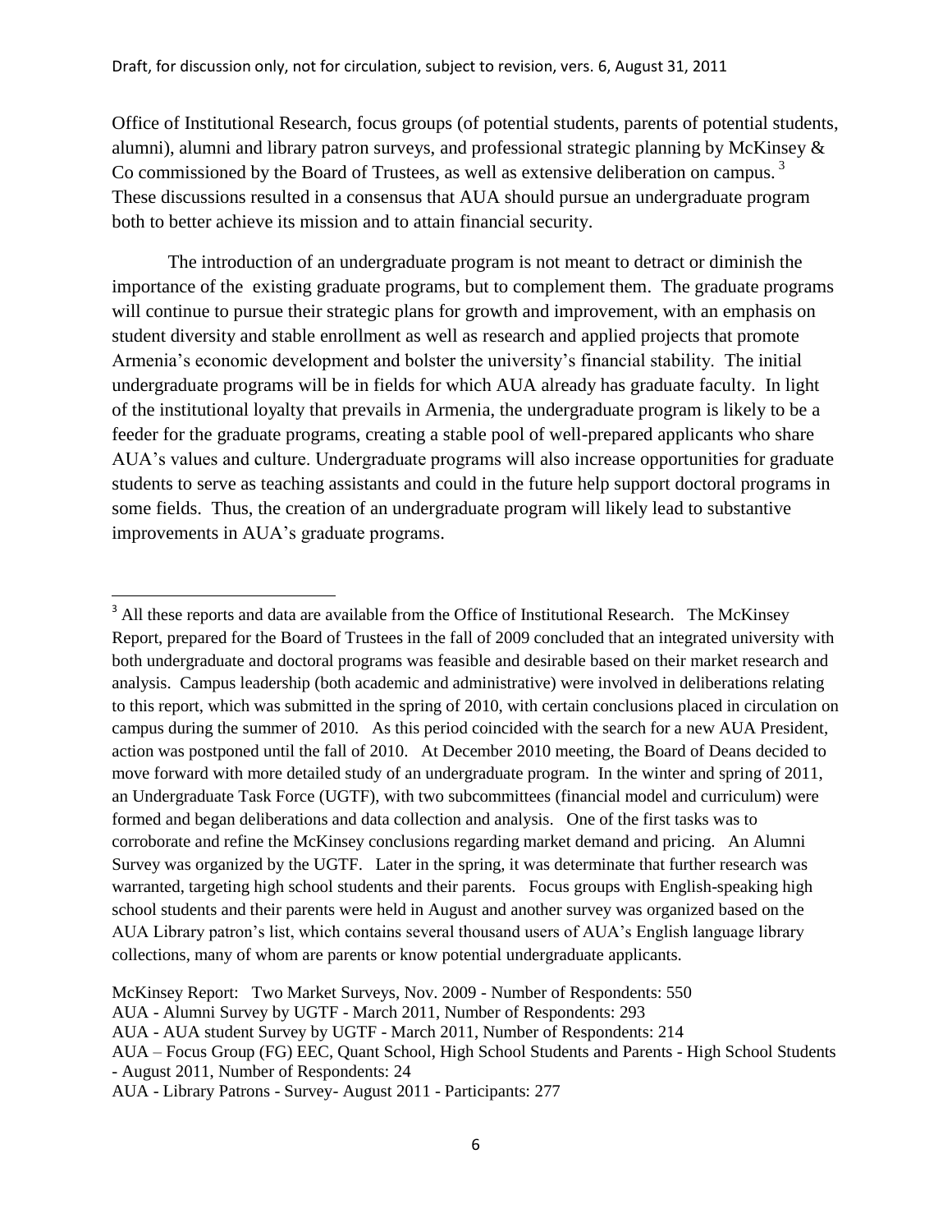Office of Institutional Research, focus groups (of potential students, parents of potential students, alumni), alumni and library patron surveys, and professional strategic planning by McKinsey & Co commissioned by the Board of Trustees, as well as extensive deliberation on campus. [3] These discussions resulted in a consensus that AUA should pursue an undergraduate program both to better achieve its mission and to attain financial security.

The introduction of an undergraduate program is not meant to detract or diminish the importance of the existing graduate programs, but to complement them. The graduate programs will continue to pursue their strategic plans for growth and improvement, with an emphasis on student diversity and stable enrollment as well as research and applied projects that promote Armenia's economic development and bolster the university's financial stability. The initial undergraduate programs will be in fields for which AUA already has graduate faculty. In light of the institutional loyalty that prevails in Armenia, the undergraduate program is likely to be a feeder for the graduate programs, creating a stable pool of well-prepared applicants who share AUA's values and culture. Undergraduate programs will also increase opportunities for graduate students to serve as teaching assistants and could in the future help support doctoral programs in some fields. Thus, the creation of an undergraduate program will likely lead to substantive improvements in AUA's graduate programs.

---

[3] All these reports and data are available from the Office of Institutional Research. The McKinsey Report, prepared for the Board of Trustees in the fall of 2009 concluded that an integrated university with both undergraduate and doctoral programs was feasible and desirable based on their market research and analysis. Campus leadership (both academic and administrative) were involved in deliberations relating to this report, which was submitted in the spring of 2010, with certain conclusions placed in circulation on campus during the summer of 2010. As this period coincided with the search for a new AUA President, action was postponed until the fall of 2010. At December 2010 meeting, the Board of Deans decided to move forward with more detailed study of an undergraduate program. In the winter and spring of 2011, an Undergraduate Task Force (UGTF), with two subcommittees (financial model and curriculum) were formed and began deliberations and data collection and analysis. One of the first tasks was to corroborate and refine the McKinsey conclusions regarding market demand and pricing. An Alumni Survey was organized by the UGTF. Later in the spring, it was determinate that further research was warranted, targeting high school students and their parents. Focus groups with English-speaking high school students and their parents were held in August and another survey was organized based on the AUA Library patron's list, which contains several thousand users of AUA's English language library collections, many of whom are parents or know potential undergraduate applicants.

McKinsey Report: Two Market Surveys, Nov. 2009 - Number of Respondents: 550
AUA - Alumni Survey by UGTF - March 2011, Number of Respondents: 293
AUA - AUA student Survey by UGTF - March 2011, Number of Respondents: 214
AUA – Focus Group (FG) EEC, Quant School, High School Students and Parents - High School Students - August 2011, Number of Respondents: 24
AUA - Library Patrons - Survey- August 2011 - Participants: 277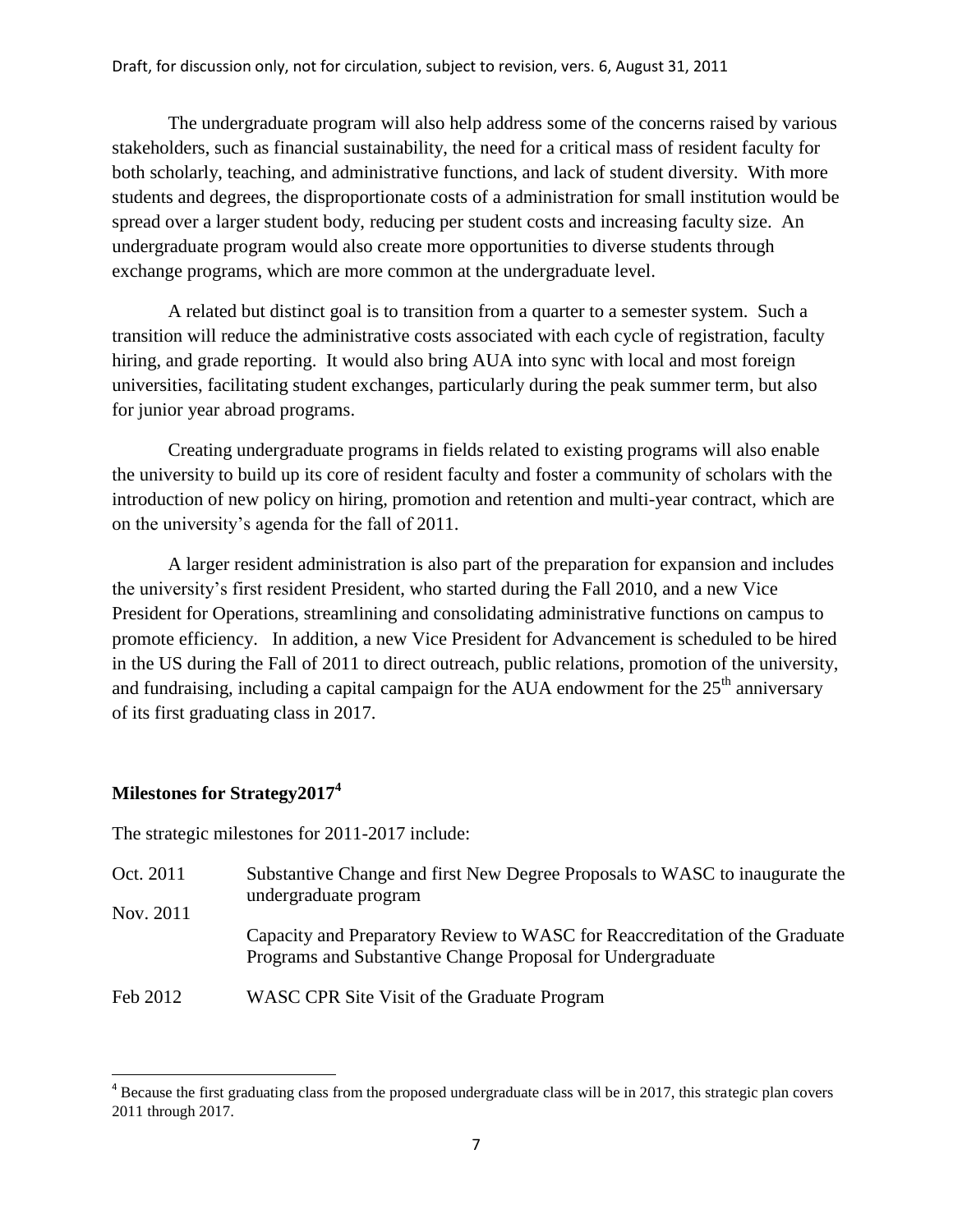The undergraduate program will also help address some of the concerns raised by various stakeholders, such as financial sustainability, the need for a critical mass of resident faculty for both scholarly, teaching, and administrative functions, and lack of student diversity. With more students and degrees, the disproportionate costs of a administration for small institution would be spread over a larger student body, reducing per student costs and increasing faculty size. An undergraduate program would also create more opportunities to diverse students through exchange programs, which are more common at the undergraduate level.

A related but distinct goal is to transition from a quarter to a semester system. Such a transition will reduce the administrative costs associated with each cycle of registration, faculty hiring, and grade reporting. It would also bring AUA into sync with local and most foreign universities, facilitating student exchanges, particularly during the peak summer term, but also for junior year abroad programs.

Creating undergraduate programs in fields related to existing programs will also enable the university to build up its core of resident faculty and foster a community of scholars with the introduction of new policy on hiring, promotion and retention and multi-year contract, which are on the university's agenda for the fall of 2011.

A larger resident administration is also part of the preparation for expansion and includes the university's first resident President, who started during the Fall 2010, and a new Vice President for Operations, streamlining and consolidating administrative functions on campus to promote efficiency. In addition, a new Vice President for Advancement is scheduled to be hired in the US during the Fall of 2011 to direct outreach, public relations, promotion of the university, and fundraising, including a capital campaign for the AUA endowment for the 25th anniversary of its first graduating class in 2017.

## Milestones for Strategy2017[4]

The strategic milestones for 2011-2017 include:

| | |
|---|---|
| Oct. 2011 | Substantive Change and first New Degree Proposals to WASC to inaugurate the undergraduate program |
| Nov. 2011 | Capacity and Preparatory Review to WASC for Reaccreditation of the Graduate Programs and Substantive Change Proposal for Undergraduate |
| Feb 2012 | WASC CPR Site Visit of the Graduate Program |

[4] Because the first graduating class from the proposed undergraduate class will be in 2017, this strategic plan covers 2011 through 2017.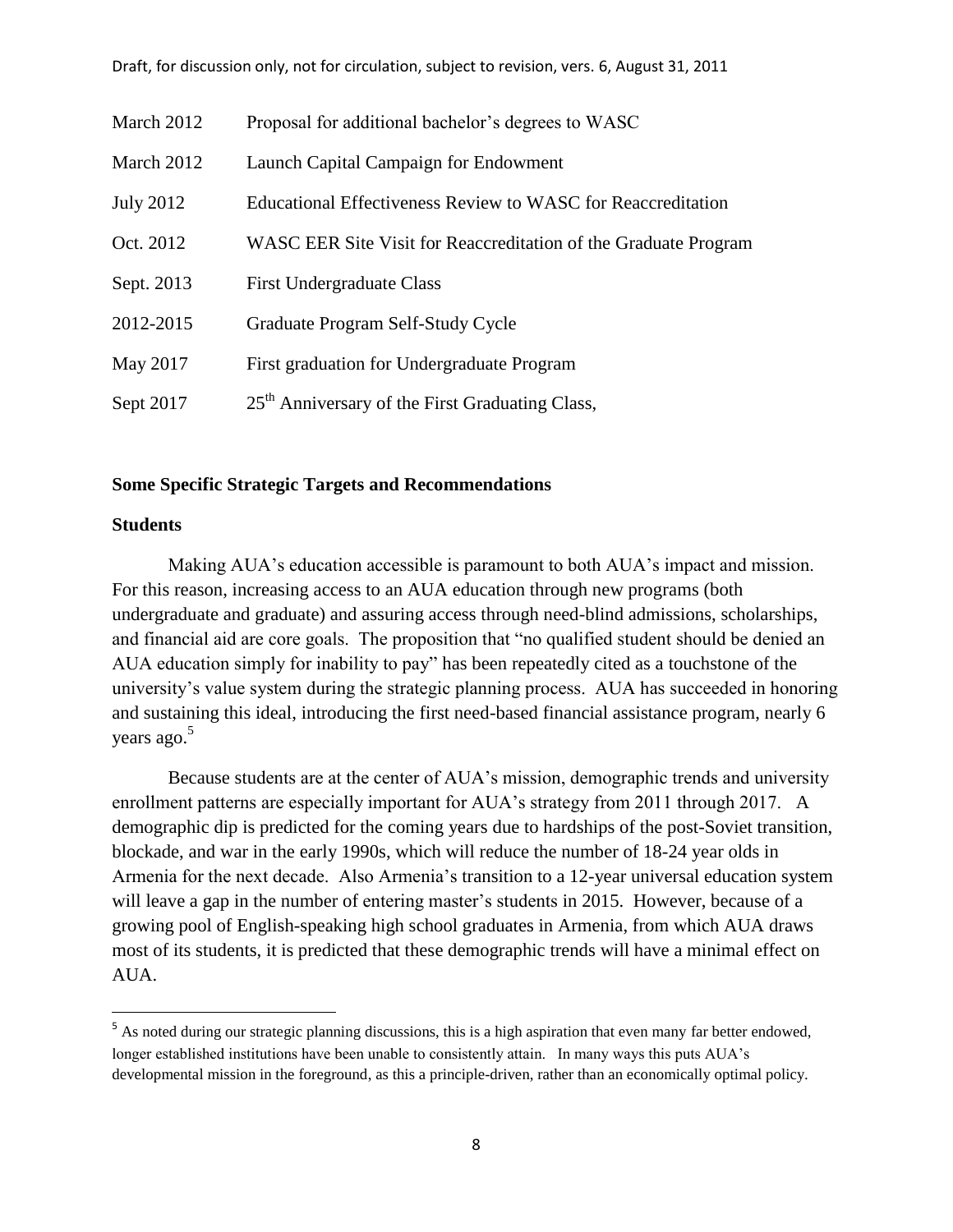| | |
|---|---|
| March 2012 | Proposal for additional bachelor's degrees to WASC |
| March 2012 | Launch Capital Campaign for Endowment |
| July 2012 | Educational Effectiveness Review to WASC for Reaccreditation |
| Oct. 2012 | WASC EER Site Visit for Reaccreditation of the Graduate Program |
| Sept. 2013 | First Undergraduate Class |
| 2012-2015 | Graduate Program Self-Study Cycle |
| May 2017 | First graduation for Undergraduate Program |
| Sept 2017 | 25th Anniversary of the First Graduating Class, |

**Some Specific Strategic Targets and Recommendations**

**Students**

Making AUA's education accessible is paramount to both AUA's impact and mission. For this reason, increasing access to an AUA education through new programs (both undergraduate and graduate) and assuring access through need-blind admissions, scholarships, and financial aid are core goals. The proposition that "no qualified student should be denied an AUA education simply for inability to pay" has been repeatedly cited as a touchstone of the university's value system during the strategic planning process. AUA has succeeded in honoring and sustaining this ideal, introducing the first need-based financial assistance program, nearly 6 years ago.[5]

Because students are at the center of AUA's mission, demographic trends and university enrollment patterns are especially important for AUA's strategy from 2011 through 2017. A demographic dip is predicted for the coming years due to hardships of the post-Soviet transition, blockade, and war in the early 1990s, which will reduce the number of 18-24 year olds in Armenia for the next decade. Also Armenia's transition to a 12-year universal education system will leave a gap in the number of entering master's students in 2015. However, because of a growing pool of English-speaking high school graduates in Armenia, from which AUA draws most of its students, it is predicted that these demographic trends will have a minimal effect on AUA.

[5] As noted during our strategic planning discussions, this is a high aspiration that even many far better endowed, longer established institutions have been unable to consistently attain. In many ways this puts AUA's developmental mission in the foreground, as this a principle-driven, rather than an economically optimal policy.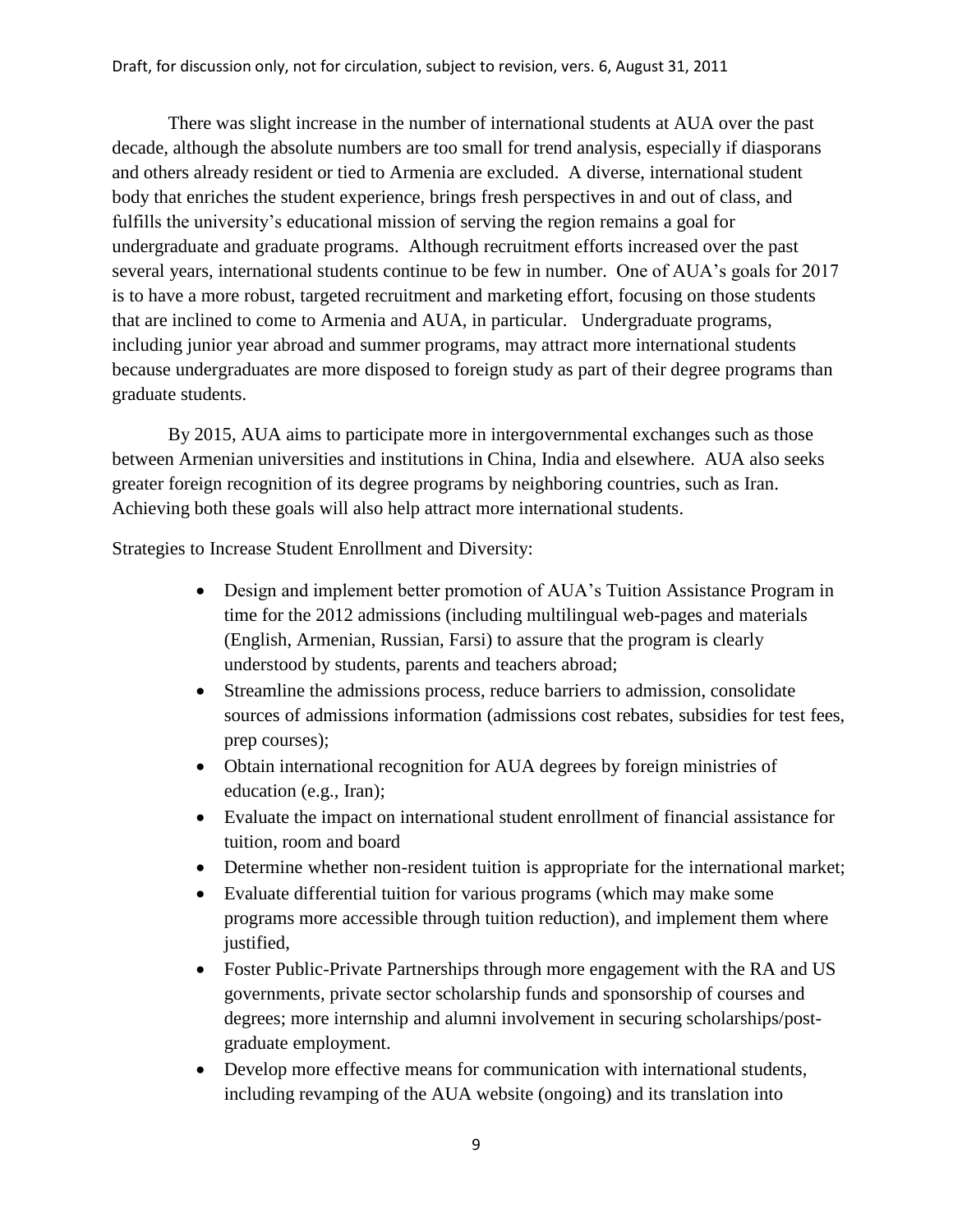There was slight increase in the number of international students at AUA over the past decade, although the absolute numbers are too small for trend analysis, especially if diasporans and others already resident or tied to Armenia are excluded. A diverse, international student body that enriches the student experience, brings fresh perspectives in and out of class, and fulfills the university's educational mission of serving the region remains a goal for undergraduate and graduate programs. Although recruitment efforts increased over the past several years, international students continue to be few in number. One of AUA's goals for 2017 is to have a more robust, targeted recruitment and marketing effort, focusing on those students that are inclined to come to Armenia and AUA, in particular. Undergraduate programs, including junior year abroad and summer programs, may attract more international students because undergraduates are more disposed to foreign study as part of their degree programs than graduate students.

By 2015, AUA aims to participate more in intergovernmental exchanges such as those between Armenian universities and institutions in China, India and elsewhere. AUA also seeks greater foreign recognition of its degree programs by neighboring countries, such as Iran. Achieving both these goals will also help attract more international students.

Strategies to Increase Student Enrollment and Diversity:

- Design and implement better promotion of AUA's Tuition Assistance Program in time for the 2012 admissions (including multilingual web-pages and materials (English, Armenian, Russian, Farsi) to assure that the program is clearly understood by students, parents and teachers abroad;
- Streamline the admissions process, reduce barriers to admission, consolidate sources of admissions information (admissions cost rebates, subsidies for test fees, prep courses);
- Obtain international recognition for AUA degrees by foreign ministries of education (e.g., Iran);
- Evaluate the impact on international student enrollment of financial assistance for tuition, room and board
- Determine whether non-resident tuition is appropriate for the international market;
- Evaluate differential tuition for various programs (which may make some programs more accessible through tuition reduction), and implement them where justified,
- Foster Public-Private Partnerships through more engagement with the RA and US governments, private sector scholarship funds and sponsorship of courses and degrees; more internship and alumni involvement in securing scholarships/post-graduate employment.
- Develop more effective means for communication with international students, including revamping of the AUA website (ongoing) and its translation into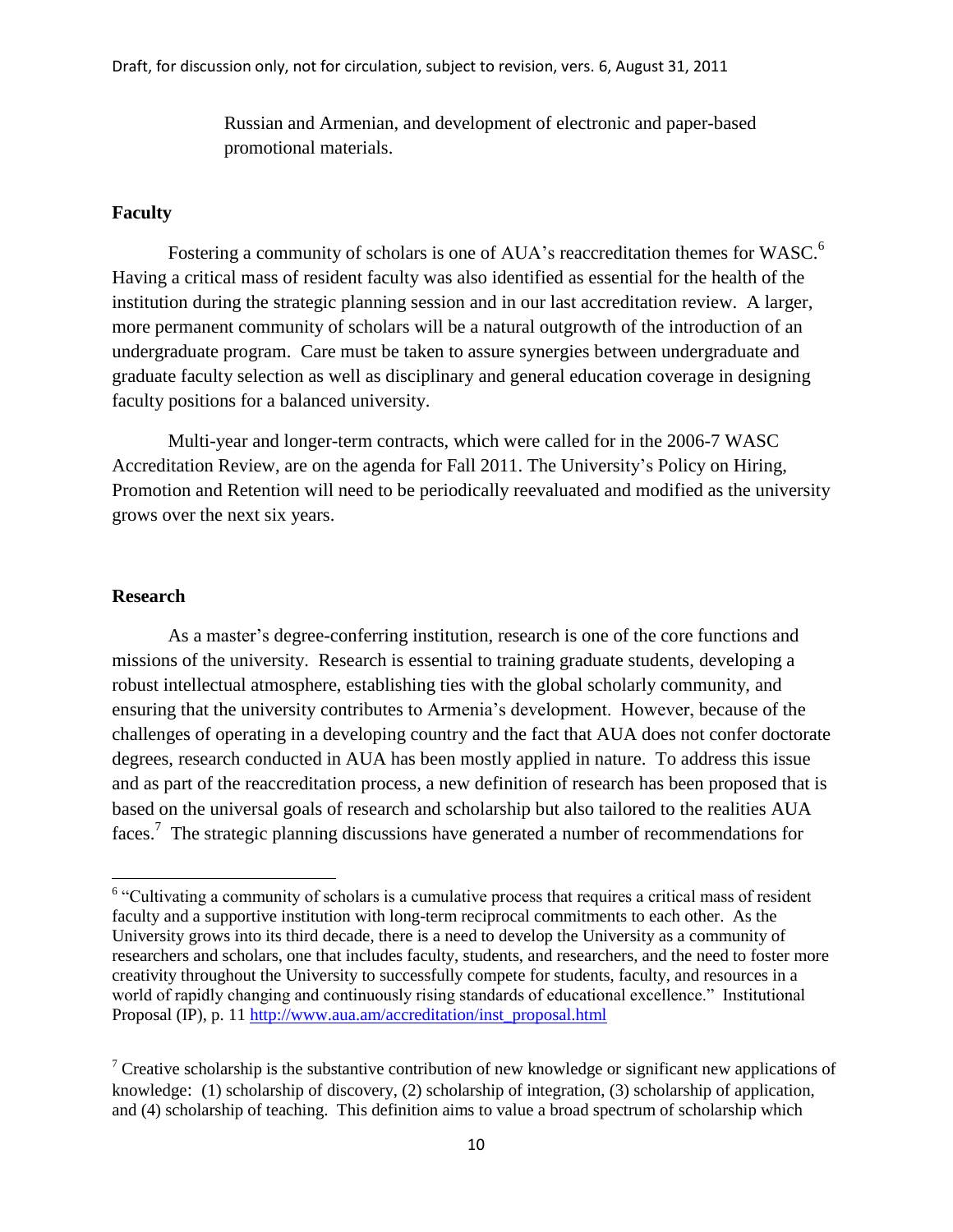Russian and Armenian, and development of electronic and paper-based promotional materials.

**Faculty**

Fostering a community of scholars is one of AUA's reaccreditation themes for WASC.[6] Having a critical mass of resident faculty was also identified as essential for the health of the institution during the strategic planning session and in our last accreditation review. A larger, more permanent community of scholars will be a natural outgrowth of the introduction of an undergraduate program. Care must be taken to assure synergies between undergraduate and graduate faculty selection as well as disciplinary and general education coverage in designing faculty positions for a balanced university.

Multi-year and longer-term contracts, which were called for in the 2006-7 WASC Accreditation Review, are on the agenda for Fall 2011. The University's Policy on Hiring, Promotion and Retention will need to be periodically reevaluated and modified as the university grows over the next six years.

**Research**

As a master's degree-conferring institution, research is one of the core functions and missions of the university. Research is essential to training graduate students, developing a robust intellectual atmosphere, establishing ties with the global scholarly community, and ensuring that the university contributes to Armenia's development. However, because of the challenges of operating in a developing country and the fact that AUA does not confer doctorate degrees, research conducted in AUA has been mostly applied in nature. To address this issue and as part of the reaccreditation process, a new definition of research has been proposed that is based on the universal goals of research and scholarship but also tailored to the realities AUA faces.[7] The strategic planning discussions have generated a number of recommendations for

---

[6] "Cultivating a community of scholars is a cumulative process that requires a critical mass of resident faculty and a supportive institution with long-term reciprocal commitments to each other. As the University grows into its third decade, there is a need to develop the University as a community of researchers and scholars, one that includes faculty, students, and researchers, and the need to foster more creativity throughout the University to successfully compete for students, faculty, and resources in a world of rapidly changing and continuously rising standards of educational excellence." Institutional Proposal (IP), p. 11 http://www.aua.am/accreditation/inst_proposal.html

[7] Creative scholarship is the substantive contribution of new knowledge or significant new applications of knowledge: (1) scholarship of discovery, (2) scholarship of integration, (3) scholarship of application, and (4) scholarship of teaching. This definition aims to value a broad spectrum of scholarship which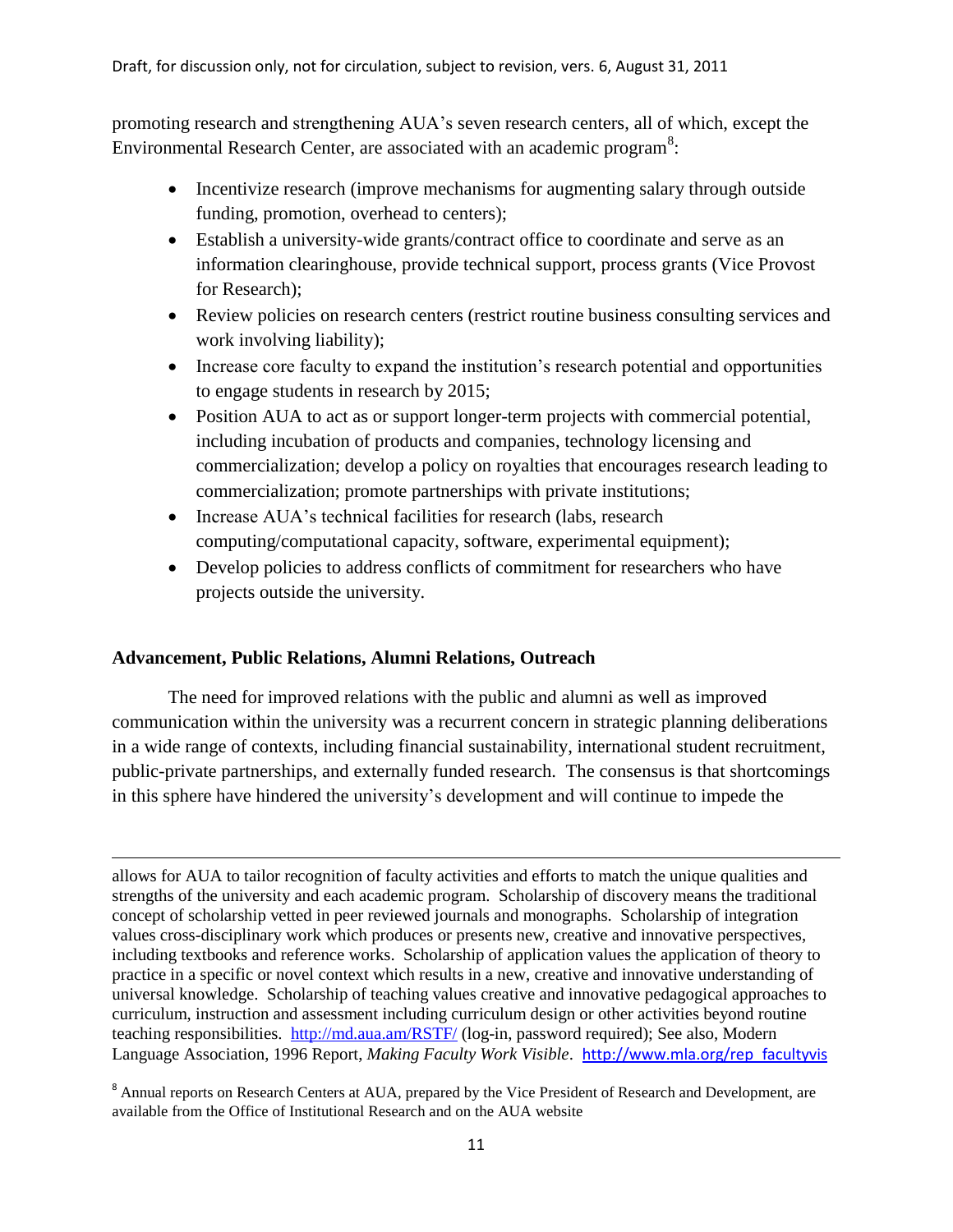promoting research and strengthening AUA's seven research centers, all of which, except the Environmental Research Center, are associated with an academic program[8]:

- Incentivize research (improve mechanisms for augmenting salary through outside funding, promotion, overhead to centers);
- Establish a university-wide grants/contract office to coordinate and serve as an information clearinghouse, provide technical support, process grants (Vice Provost for Research);
- Review policies on research centers (restrict routine business consulting services and work involving liability);
- Increase core faculty to expand the institution's research potential and opportunities to engage students in research by 2015;
- Position AUA to act as or support longer-term projects with commercial potential, including incubation of products and companies, technology licensing and commercialization; develop a policy on royalties that encourages research leading to commercialization; promote partnerships with private institutions;
- Increase AUA's technical facilities for research (labs, research computing/computational capacity, software, experimental equipment);
- Develop policies to address conflicts of commitment for researchers who have projects outside the university.

**Advancement, Public Relations, Alumni Relations, Outreach**

The need for improved relations with the public and alumni as well as improved communication within the university was a recurrent concern in strategic planning deliberations in a wide range of contexts, including financial sustainability, international student recruitment, public-private partnerships, and externally funded research. The consensus is that shortcomings in this sphere have hindered the university's development and will continue to impede the

---

allows for AUA to tailor recognition of faculty activities and efforts to match the unique qualities and strengths of the university and each academic program. Scholarship of discovery means the traditional concept of scholarship vetted in peer reviewed journals and monographs. Scholarship of integration values cross-disciplinary work which produces or presents new, creative and innovative perspectives, including textbooks and reference works. Scholarship of application values the application of theory to practice in a specific or novel context which results in a new, creative and innovative understanding of universal knowledge. Scholarship of teaching values creative and innovative pedagogical approaches to curriculum, instruction and assessment including curriculum design or other activities beyond routine teaching responsibilities. http://md.aua.am/RSTF/ (log-in, password required); See also, Modern Language Association, 1996 Report, *Making Faculty Work Visible*. http://www.mla.org/rep_facultyvis

[8] Annual reports on Research Centers at AUA, prepared by the Vice President of Research and Development, are available from the Office of Institutional Research and on the AUA website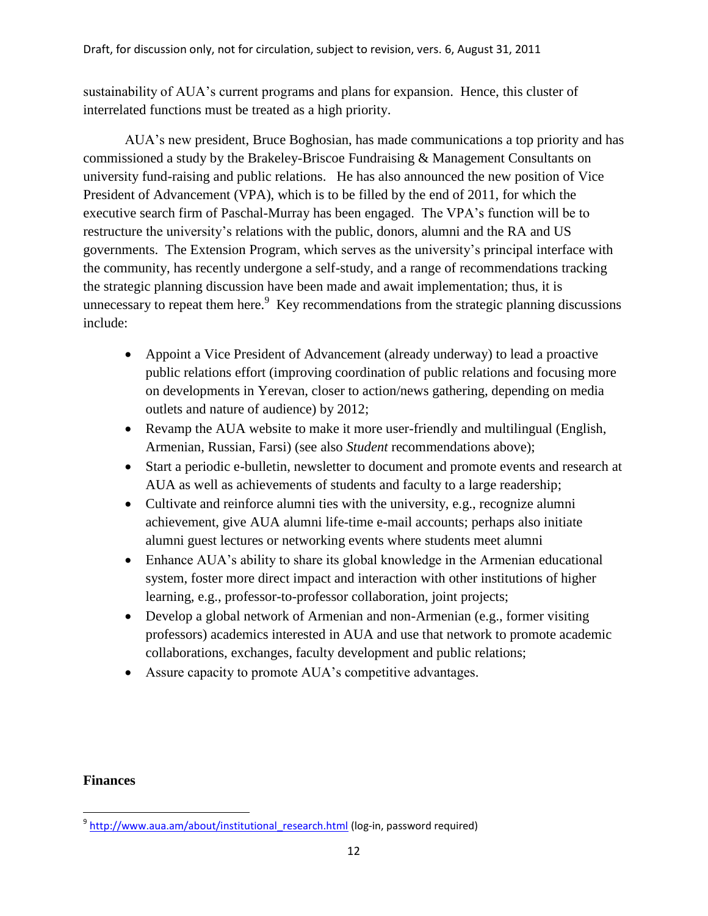sustainability of AUA's current programs and plans for expansion. Hence, this cluster of interrelated functions must be treated as a high priority.

AUA's new president, Bruce Boghosian, has made communications a top priority and has commissioned a study by the Brakeley-Briscoe Fundraising & Management Consultants on university fund-raising and public relations. He has also announced the new position of Vice President of Advancement (VPA), which is to be filled by the end of 2011, for which the executive search firm of Paschal-Murray has been engaged. The VPA's function will be to restructure the university's relations with the public, donors, alumni and the RA and US governments. The Extension Program, which serves as the university's principal interface with the community, has recently undergone a self-study, and a range of recommendations tracking the strategic planning discussion have been made and await implementation; thus, it is unnecessary to repeat them here.[9] Key recommendations from the strategic planning discussions include:

- Appoint a Vice President of Advancement (already underway) to lead a proactive public relations effort (improving coordination of public relations and focusing more on developments in Yerevan, closer to action/news gathering, depending on media outlets and nature of audience) by 2012;
- Revamp the AUA website to make it more user-friendly and multilingual (English, Armenian, Russian, Farsi) (see also *Student* recommendations above);
- Start a periodic e-bulletin, newsletter to document and promote events and research at AUA as well as achievements of students and faculty to a large readership;
- Cultivate and reinforce alumni ties with the university, e.g., recognize alumni achievement, give AUA alumni life-time e-mail accounts; perhaps also initiate alumni guest lectures or networking events where students meet alumni
- Enhance AUA's ability to share its global knowledge in the Armenian educational system, foster more direct impact and interaction with other institutions of higher learning, e.g., professor-to-professor collaboration, joint projects;
- Develop a global network of Armenian and non-Armenian (e.g., former visiting professors) academics interested in AUA and use that network to promote academic collaborations, exchanges, faculty development and public relations;
- Assure capacity to promote AUA's competitive advantages.

**Finances**

---

[9] http://www.aua.am/about/institutional_research.html (log-in, password required)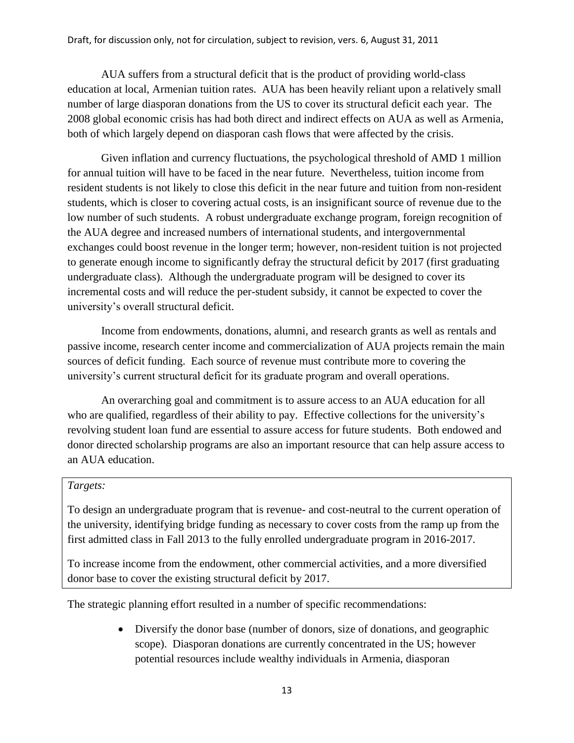AUA suffers from a structural deficit that is the product of providing world-class education at local, Armenian tuition rates. AUA has been heavily reliant upon a relatively small number of large diasporan donations from the US to cover its structural deficit each year. The 2008 global economic crisis has had both direct and indirect effects on AUA as well as Armenia, both of which largely depend on diasporan cash flows that were affected by the crisis.

Given inflation and currency fluctuations, the psychological threshold of AMD 1 million for annual tuition will have to be faced in the near future. Nevertheless, tuition income from resident students is not likely to close this deficit in the near future and tuition from non-resident students, which is closer to covering actual costs, is an insignificant source of revenue due to the low number of such students. A robust undergraduate exchange program, foreign recognition of the AUA degree and increased numbers of international students, and intergovernmental exchanges could boost revenue in the longer term; however, non-resident tuition is not projected to generate enough income to significantly defray the structural deficit by 2017 (first graduating undergraduate class). Although the undergraduate program will be designed to cover its incremental costs and will reduce the per-student subsidy, it cannot be expected to cover the university's overall structural deficit.

Income from endowments, donations, alumni, and research grants as well as rentals and passive income, research center income and commercialization of AUA projects remain the main sources of deficit funding. Each source of revenue must contribute more to covering the university's current structural deficit for its graduate program and overall operations.

An overarching goal and commitment is to assure access to an AUA education for all who are qualified, regardless of their ability to pay. Effective collections for the university's revolving student loan fund are essential to assure access for future students. Both endowed and donor directed scholarship programs are also an important resource that can help assure access to an AUA education.

*Targets:*

To design an undergraduate program that is revenue- and cost-neutral to the current operation of the university, identifying bridge funding as necessary to cover costs from the ramp up from the first admitted class in Fall 2013 to the fully enrolled undergraduate program in 2016-2017.

To increase income from the endowment, other commercial activities, and a more diversified donor base to cover the existing structural deficit by 2017.

The strategic planning effort resulted in a number of specific recommendations:

- Diversify the donor base (number of donors, size of donations, and geographic scope). Diasporan donations are currently concentrated in the US; however potential resources include wealthy individuals in Armenia, diasporan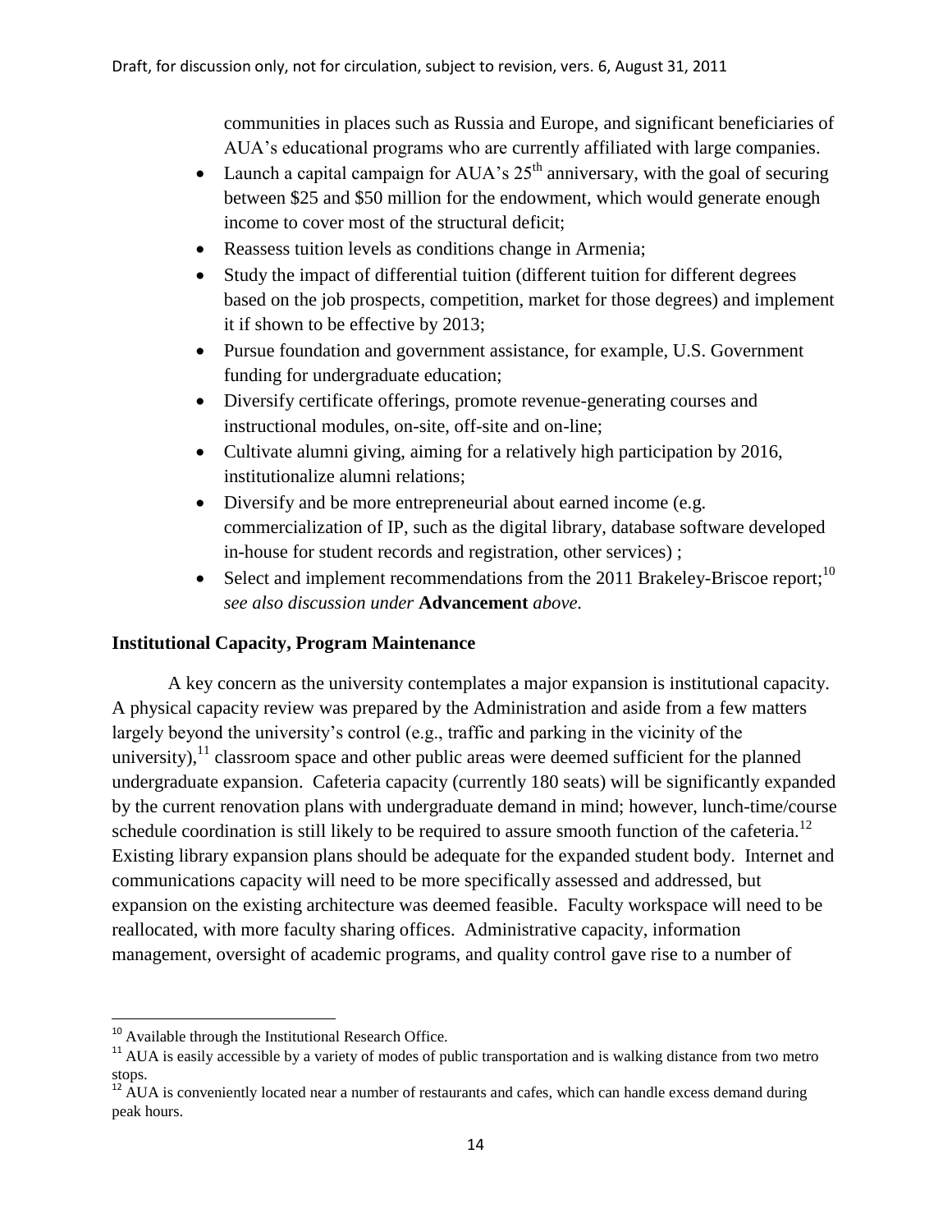communities in places such as Russia and Europe, and significant beneficiaries of AUA's educational programs who are currently affiliated with large companies.

- Launch a capital campaign for AUA's 25th anniversary, with the goal of securing between $25 and $50 million for the endowment, which would generate enough income to cover most of the structural deficit;
- Reassess tuition levels as conditions change in Armenia;
- Study the impact of differential tuition (different tuition for different degrees based on the job prospects, competition, market for those degrees) and implement it if shown to be effective by 2013;
- Pursue foundation and government assistance, for example, U.S. Government funding for undergraduate education;
- Diversify certificate offerings, promote revenue-generating courses and instructional modules, on-site, off-site and on-line;
- Cultivate alumni giving, aiming for a relatively high participation by 2016, institutionalize alumni relations;
- Diversify and be more entrepreneurial about earned income (e.g. commercialization of IP, such as the digital library, database software developed in-house for student records and registration, other services) ;
- Select and implement recommendations from the 2011 Brakeley-Briscoe report;[10] *see also discussion under* **Advancement** *above.*

**Institutional Capacity, Program Maintenance**

A key concern as the university contemplates a major expansion is institutional capacity. A physical capacity review was prepared by the Administration and aside from a few matters largely beyond the university's control (e.g., traffic and parking in the vicinity of the university),[11] classroom space and other public areas were deemed sufficient for the planned undergraduate expansion. Cafeteria capacity (currently 180 seats) will be significantly expanded by the current renovation plans with undergraduate demand in mind; however, lunch-time/course schedule coordination is still likely to be required to assure smooth function of the cafeteria.[12] Existing library expansion plans should be adequate for the expanded student body. Internet and communications capacity will need to be more specifically assessed and addressed, but expansion on the existing architecture was deemed feasible. Faculty workspace will need to be reallocated, with more faculty sharing offices. Administrative capacity, information management, oversight of academic programs, and quality control gave rise to a number of

[10] Available through the Institutional Research Office.

[11] AUA is easily accessible by a variety of modes of public transportation and is walking distance from two metro stops.

[12] AUA is conveniently located near a number of restaurants and cafes, which can handle excess demand during peak hours.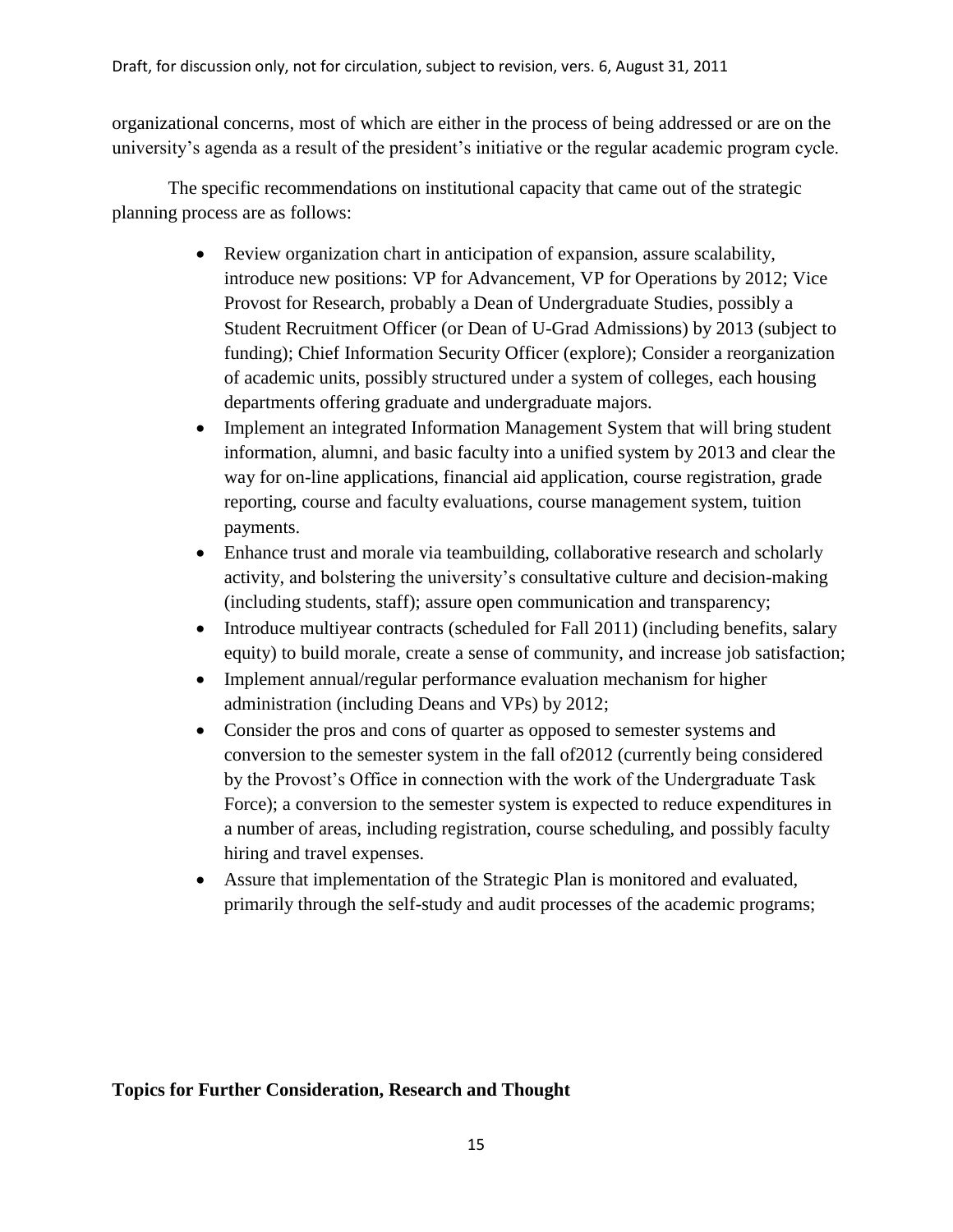organizational concerns, most of which are either in the process of being addressed or are on the university's agenda as a result of the president's initiative or the regular academic program cycle.

The specific recommendations on institutional capacity that came out of the strategic planning process are as follows:

- Review organization chart in anticipation of expansion, assure scalability, introduce new positions: VP for Advancement, VP for Operations by 2012; Vice Provost for Research, probably a Dean of Undergraduate Studies, possibly a Student Recruitment Officer (or Dean of U-Grad Admissions) by 2013 (subject to funding); Chief Information Security Officer (explore); Consider a reorganization of academic units, possibly structured under a system of colleges, each housing departments offering graduate and undergraduate majors.
- Implement an integrated Information Management System that will bring student information, alumni, and basic faculty into a unified system by 2013 and clear the way for on-line applications, financial aid application, course registration, grade reporting, course and faculty evaluations, course management system, tuition payments.
- Enhance trust and morale via teambuilding, collaborative research and scholarly activity, and bolstering the university's consultative culture and decision-making (including students, staff); assure open communication and transparency;
- Introduce multiyear contracts (scheduled for Fall 2011) (including benefits, salary equity) to build morale, create a sense of community, and increase job satisfaction;
- Implement annual/regular performance evaluation mechanism for higher administration (including Deans and VPs) by 2012;
- Consider the pros and cons of quarter as opposed to semester systems and conversion to the semester system in the fall of2012 (currently being considered by the Provost's Office in connection with the work of the Undergraduate Task Force); a conversion to the semester system is expected to reduce expenditures in a number of areas, including registration, course scheduling, and possibly faculty hiring and travel expenses.
- Assure that implementation of the Strategic Plan is monitored and evaluated, primarily through the self-study and audit processes of the academic programs;

**Topics for Further Consideration, Research and Thought**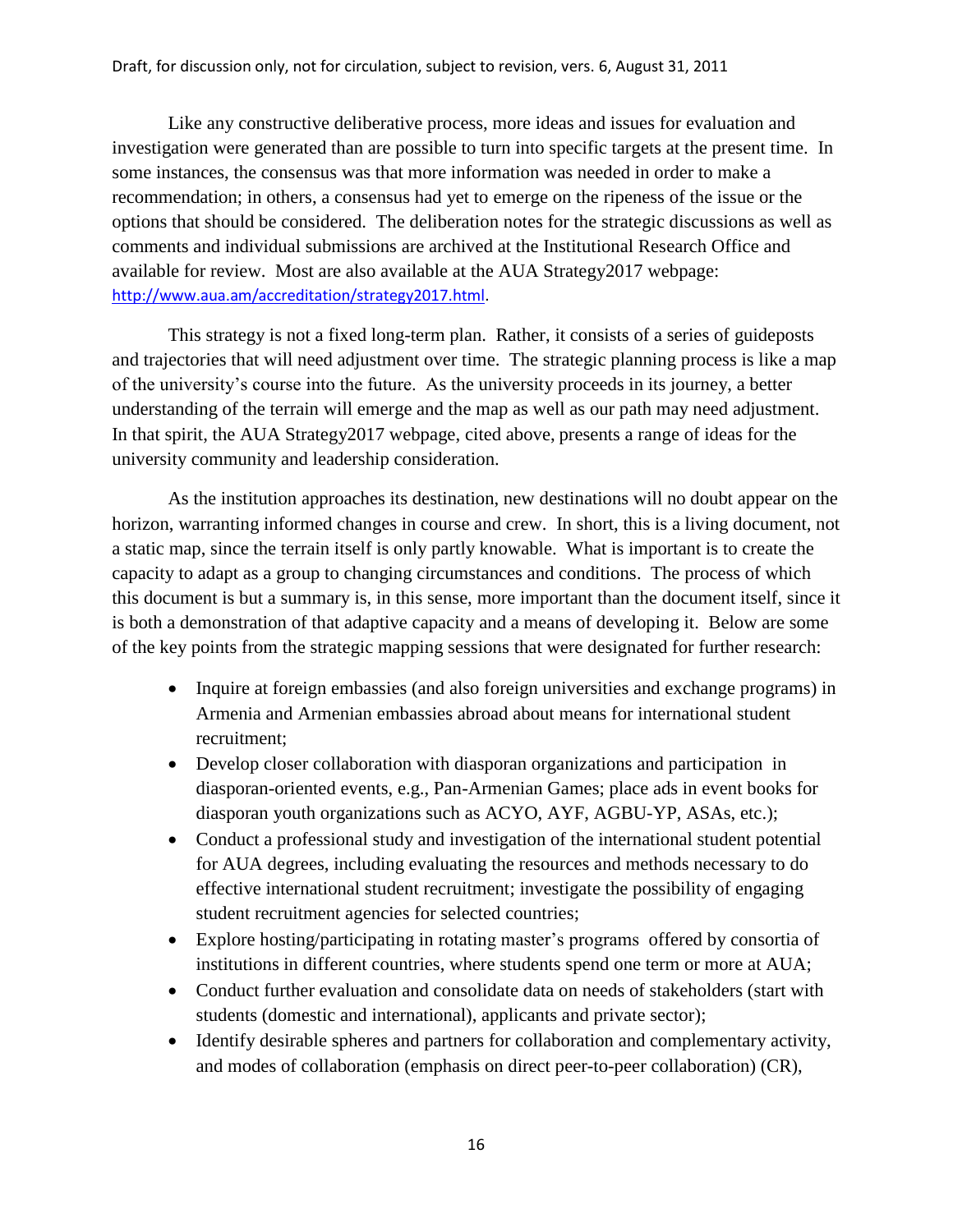Like any constructive deliberative process, more ideas and issues for evaluation and investigation were generated than are possible to turn into specific targets at the present time. In some instances, the consensus was that more information was needed in order to make a recommendation; in others, a consensus had yet to emerge on the ripeness of the issue or the options that should be considered. The deliberation notes for the strategic discussions as well as comments and individual submissions are archived at the Institutional Research Office and available for review. Most are also available at the AUA Strategy2017 webpage: http://www.aua.am/accreditation/strategy2017.html.

This strategy is not a fixed long-term plan. Rather, it consists of a series of guideposts and trajectories that will need adjustment over time. The strategic planning process is like a map of the university's course into the future. As the university proceeds in its journey, a better understanding of the terrain will emerge and the map as well as our path may need adjustment. In that spirit, the AUA Strategy2017 webpage, cited above, presents a range of ideas for the university community and leadership consideration.

As the institution approaches its destination, new destinations will no doubt appear on the horizon, warranting informed changes in course and crew. In short, this is a living document, not a static map, since the terrain itself is only partly knowable. What is important is to create the capacity to adapt as a group to changing circumstances and conditions. The process of which this document is but a summary is, in this sense, more important than the document itself, since it is both a demonstration of that adaptive capacity and a means of developing it. Below are some of the key points from the strategic mapping sessions that were designated for further research:

- Inquire at foreign embassies (and also foreign universities and exchange programs) in Armenia and Armenian embassies abroad about means for international student recruitment;
- Develop closer collaboration with diasporan organizations and participation in diasporan-oriented events, e.g., Pan-Armenian Games; place ads in event books for diasporan youth organizations such as ACYO, AYF, AGBU-YP, ASAs, etc.);
- Conduct a professional study and investigation of the international student potential for AUA degrees, including evaluating the resources and methods necessary to do effective international student recruitment; investigate the possibility of engaging student recruitment agencies for selected countries;
- Explore hosting/participating in rotating master's programs offered by consortia of institutions in different countries, where students spend one term or more at AUA;
- Conduct further evaluation and consolidate data on needs of stakeholders (start with students (domestic and international), applicants and private sector);
- Identify desirable spheres and partners for collaboration and complementary activity, and modes of collaboration (emphasis on direct peer-to-peer collaboration) (CR),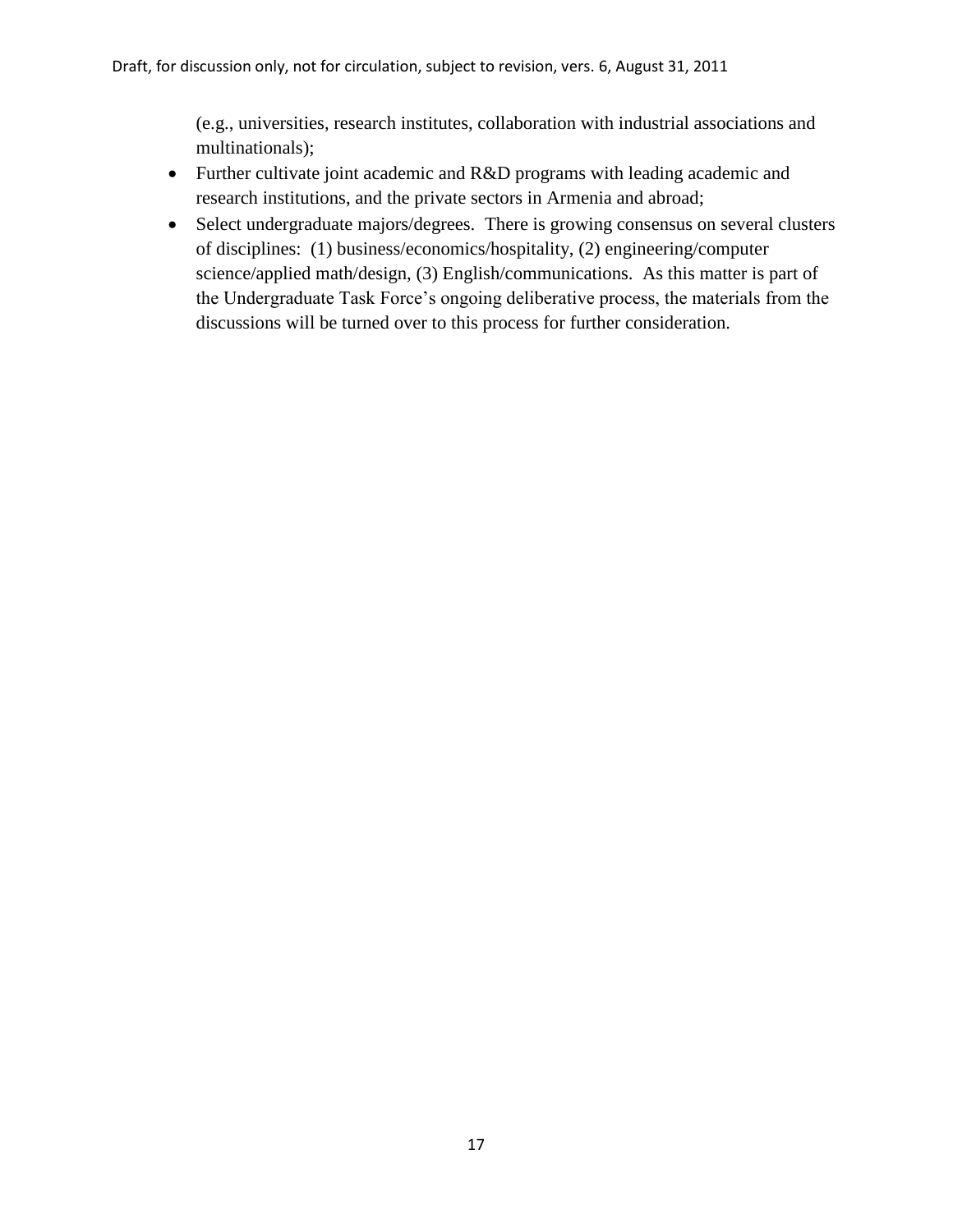(e.g., universities, research institutes, collaboration with industrial associations and multinationals);

- Further cultivate joint academic and R&D programs with leading academic and research institutions, and the private sectors in Armenia and abroad;
- Select undergraduate majors/degrees. There is growing consensus on several clusters of disciplines: (1) business/economics/hospitality, (2) engineering/computer science/applied math/design, (3) English/communications. As this matter is part of the Undergraduate Task Force's ongoing deliberative process, the materials from the discussions will be turned over to this process for further consideration.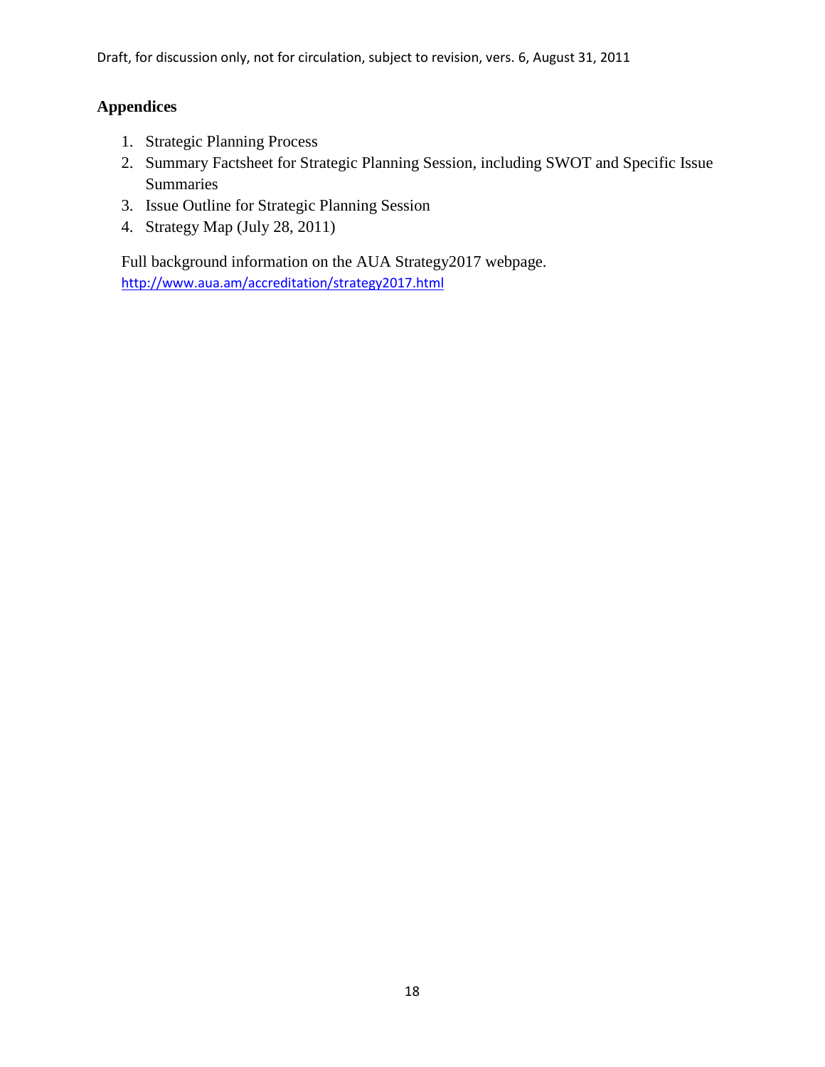## Appendices

1. Strategic Planning Process
2. Summary Factsheet for Strategic Planning Session, including SWOT and Specific Issue Summaries
3. Issue Outline for Strategic Planning Session
4. Strategy Map (July 28, 2011)

Full background information on the AUA Strategy2017 webpage.
http://www.aua.am/accreditation/strategy2017.html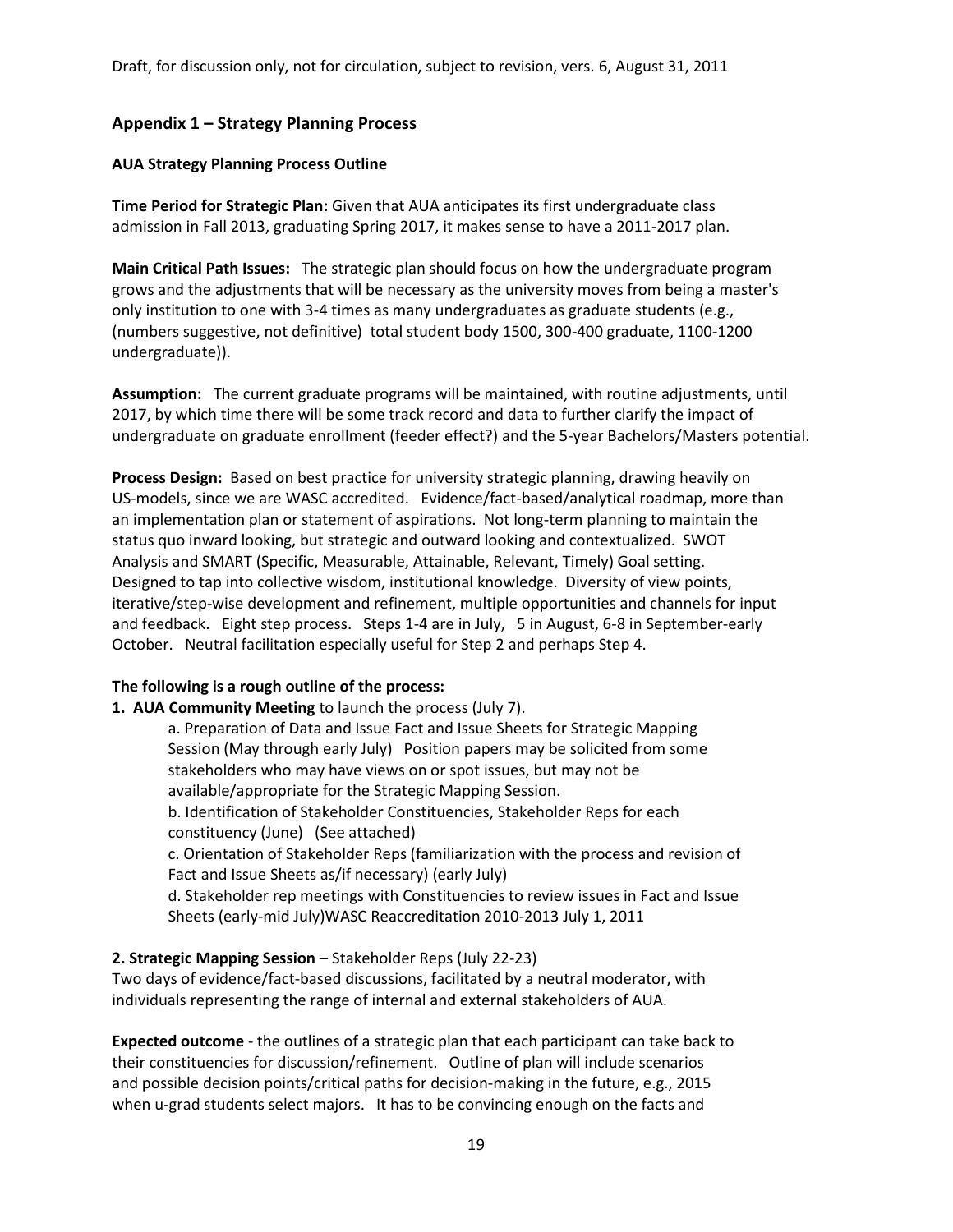Draft, for discussion only, not for circulation, subject to revision, vers. 6, August 31, 2011

## Appendix 1 – Strategy Planning Process

### AUA Strategy Planning Process Outline

**Time Period for Strategic Plan:** Given that AUA anticipates its first undergraduate class admission in Fall 2013, graduating Spring 2017, it makes sense to have a 2011-2017 plan.

**Main Critical Path Issues:** The strategic plan should focus on how the undergraduate program grows and the adjustments that will be necessary as the university moves from being a master's only institution to one with 3-4 times as many undergraduates as graduate students (e.g., (numbers suggestive, not definitive) total student body 1500, 300-400 graduate, 1100-1200 undergraduate)).

**Assumption:** The current graduate programs will be maintained, with routine adjustments, until 2017, by which time there will be some track record and data to further clarify the impact of undergraduate on graduate enrollment (feeder effect?) and the 5-year Bachelors/Masters potential.

**Process Design:** Based on best practice for university strategic planning, drawing heavily on US-models, since we are WASC accredited. Evidence/fact-based/analytical roadmap, more than an implementation plan or statement of aspirations. Not long-term planning to maintain the status quo inward looking, but strategic and outward looking and contextualized. SWOT Analysis and SMART (Specific, Measurable, Attainable, Relevant, Timely) Goal setting. Designed to tap into collective wisdom, institutional knowledge. Diversity of view points, iterative/step-wise development and refinement, multiple opportunities and channels for input and feedback. Eight step process. Steps 1-4 are in July, 5 in August, 6-8 in September-early October. Neutral facilitation especially useful for Step 2 and perhaps Step 4.

**The following is a rough outline of the process:**

**1. AUA Community Meeting** to launch the process (July 7).

a. Preparation of Data and Issue Fact and Issue Sheets for Strategic Mapping Session (May through early July) Position papers may be solicited from some stakeholders who may have views on or spot issues, but may not be available/appropriate for the Strategic Mapping Session.

b. Identification of Stakeholder Constituencies, Stakeholder Reps for each constituency (June) (See attached)

c. Orientation of Stakeholder Reps (familiarization with the process and revision of Fact and Issue Sheets as/if necessary) (early July)

d. Stakeholder rep meetings with Constituencies to review issues in Fact and Issue Sheets (early-mid July)WASC Reaccreditation 2010-2013 July 1, 2011

**2. Strategic Mapping Session** – Stakeholder Reps (July 22-23)

Two days of evidence/fact-based discussions, facilitated by a neutral moderator, with individuals representing the range of internal and external stakeholders of AUA.

**Expected outcome** - the outlines of a strategic plan that each participant can take back to their constituencies for discussion/refinement. Outline of plan will include scenarios and possible decision points/critical paths for decision-making in the future, e.g., 2015 when u-grad students select majors. It has to be convincing enough on the facts and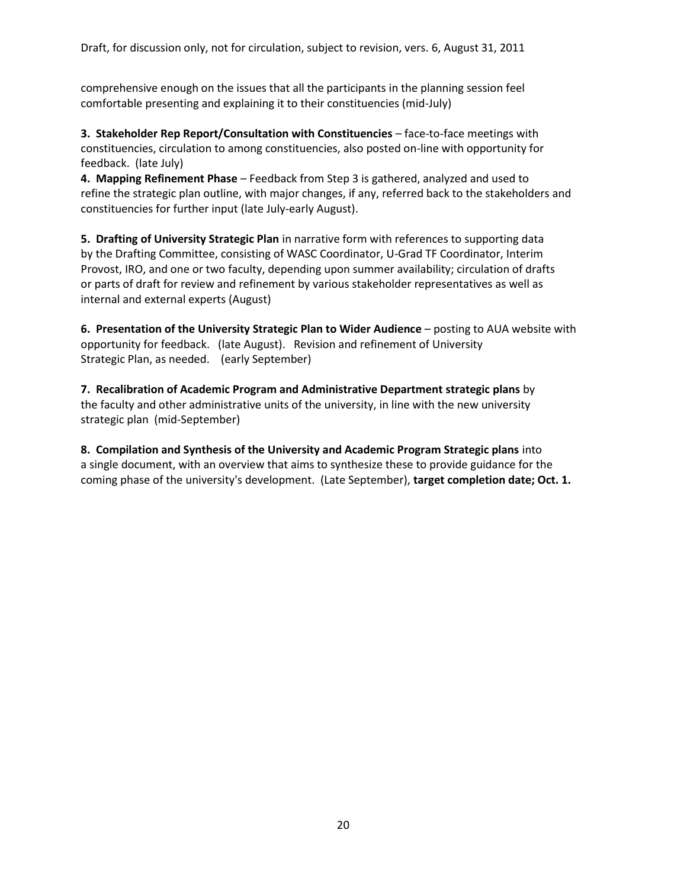comprehensive enough on the issues that all the participants in the planning session feel comfortable presenting and explaining it to their constituencies (mid-July)

**3. Stakeholder Rep Report/Consultation with Constituencies** – face-to-face meetings with constituencies, circulation to among constituencies, also posted on-line with opportunity for feedback. (late July)

**4. Mapping Refinement Phase** – Feedback from Step 3 is gathered, analyzed and used to refine the strategic plan outline, with major changes, if any, referred back to the stakeholders and constituencies for further input (late July-early August).

**5. Drafting of University Strategic Plan** in narrative form with references to supporting data by the Drafting Committee, consisting of WASC Coordinator, U-Grad TF Coordinator, Interim Provost, IRO, and one or two faculty, depending upon summer availability; circulation of drafts or parts of draft for review and refinement by various stakeholder representatives as well as internal and external experts (August)

**6. Presentation of the University Strategic Plan to Wider Audience** – posting to AUA website with opportunity for feedback. (late August). Revision and refinement of University Strategic Plan, as needed. (early September)

**7. Recalibration of Academic Program and Administrative Department strategic plans** by the faculty and other administrative units of the university, in line with the new university strategic plan (mid-September)

**8. Compilation and Synthesis of the University and Academic Program Strategic plans** into a single document, with an overview that aims to synthesize these to provide guidance for the coming phase of the university's development. (Late September), **target completion date; Oct. 1.**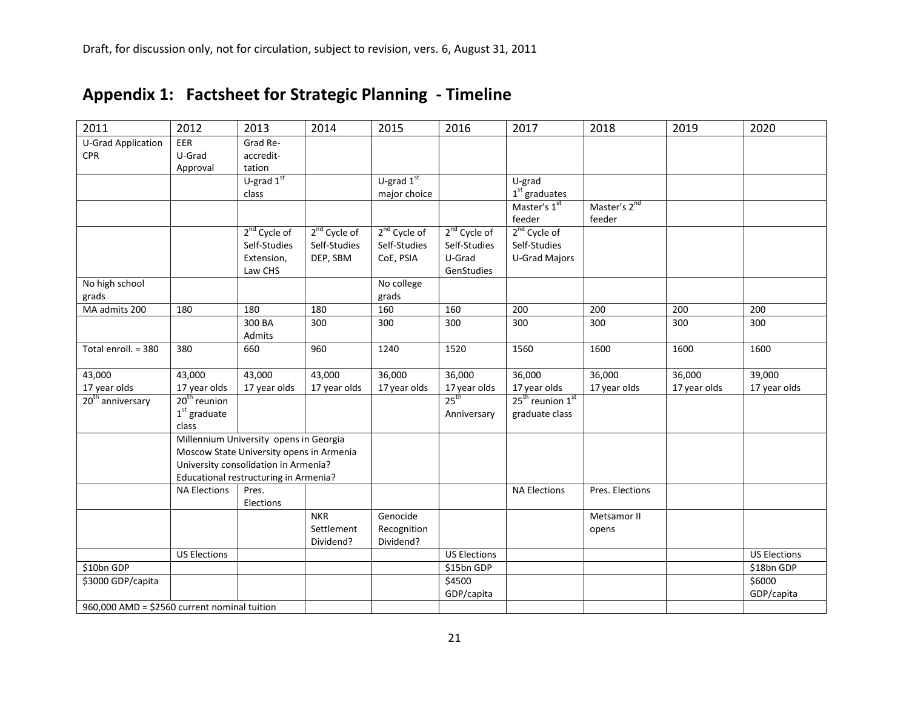Draft, for discussion only, not for circulation, subject to revision, vers. 6, August 31, 2011

## Appendix 1: Factsheet for Strategic Planning - Timeline

| 2011 | 2012 | 2013 | 2014 | 2015 | 2016 | 2017 | 2018 | 2019 | 2020 |
|---|---|---|---|---|---|---|---|---|---|
| U-Grad Application CPR | EER U-Grad Approval | Grad Re-accredit-tation | | | | | | | |
| | | U-grad 1st class | | U-grad 1st major choice | | U-grad 1st graduates | | | |
| | | | | | | Master's 1st feeder | Master's 2nd feeder | | |
| | | 2nd Cycle of Self-Studies Extension, Law CHS | 2nd Cycle of Self-Studies DEP, SBM | 2nd Cycle of Self-Studies CoE, PSIA | 2nd Cycle of Self-Studies U-Grad GenStudies | 2nd Cycle of Self-Studies U-Grad Majors | | | |
| No high school grads | | | | No college grads | | | | | |
| MA admits 200 | 180 | 180 | 180 | 160 | 160 | 200 | 200 | 200 | 200 |
| | | 300 BA Admits | 300 | 300 | 300 | 300 | 300 | 300 | 300 |
| Total enroll. = 380 | 380 | 660 | 960 | 1240 | 1520 | 1560 | 1600 | 1600 | 1600 |
| 43,000 17 year olds | 43,000 17 year olds | 43,000 17 year olds | 43,000 17 year olds | 36,000 17 year olds | 36,000 17 year olds | 36,000 17 year olds | 36,000 17 year olds | 36,000 17 year olds | 39,000 17 year olds |
| 20th anniversary | 20th reunion 1st graduate class | | | | 25th Anniversary | 25th reunion 1st graduate class | | | |
| | Millennium University opens in Georgia; Moscow State University opens in Armenia; University consolidation in Armenia?; Educational restructuring in Armenia? | | | | | | | | |
| | NA Elections | Pres. Elections | | | | NA Elections | Pres. Elections | | |
| | | | NKR Settlement Dividend? | Genocide Recognition Dividend? | | | Metsamor II opens | | |
| | US Elections | | | | US Elections | | | | US Elections |
| $10bn GDP | | | | | $15bn GDP | | | | $18bn GDP |
| $3000 GDP/capita | | | | | $4500 GDP/capita | | | | $6000 GDP/capita |
| 960,000 AMD = $2560 current nominal tuition | | | | | | | | | |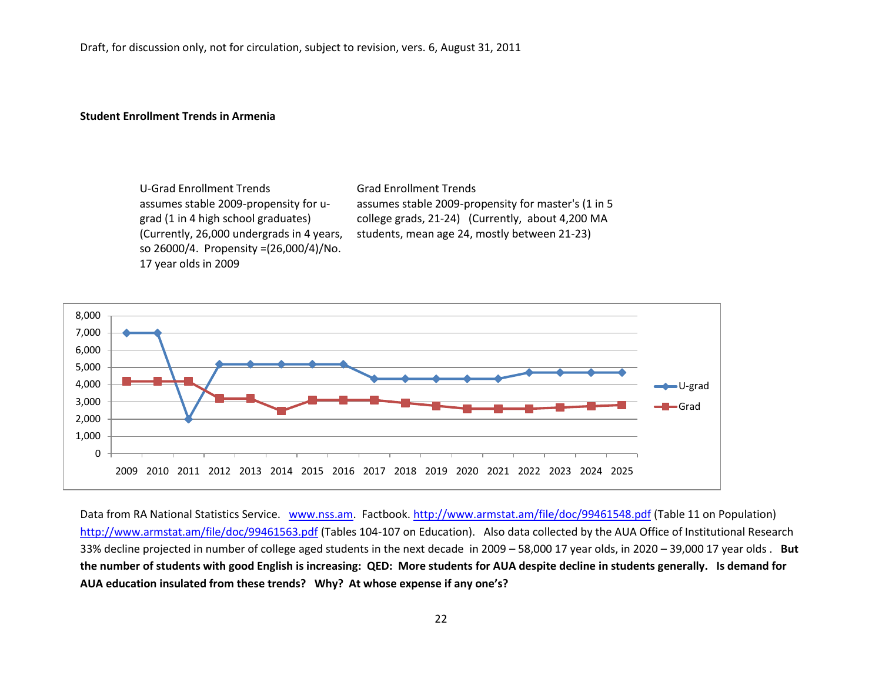**Student Enrollment Trends in Armenia**

U-Grad Enrollment Trends
assumes stable 2009-propensity for u-grad (1 in 4 high school graduates) (Currently, 26,000 undergrads in 4 years, so 26000/4. Propensity =(26,000/4)/No. 17 year olds in 2009

Grad Enrollment Trends
assumes stable 2009-propensity for master's (1 in 5 college grads, 21-24) (Currently, about 4,200 MA students, mean age 24, mostly between 21-23)

Data from RA National Statistics Service. www.nss.am. Factbook. http://www.armstat.am/file/doc/99461548.pdf (Table 11 on Population) http://www.armstat.am/file/doc/99461563.pdf (Tables 104-107 on Education). Also data collected by the AUA Office of Institutional Research 33% decline projected in number of college aged students in the next decade in 2009 – 58,000 17 year olds, in 2020 – 39,000 17 year olds . **But the number of students with good English is increasing: QED: More students for AUA despite decline in students generally. Is demand for AUA education insulated from these trends? Why? At whose expense if any one's?**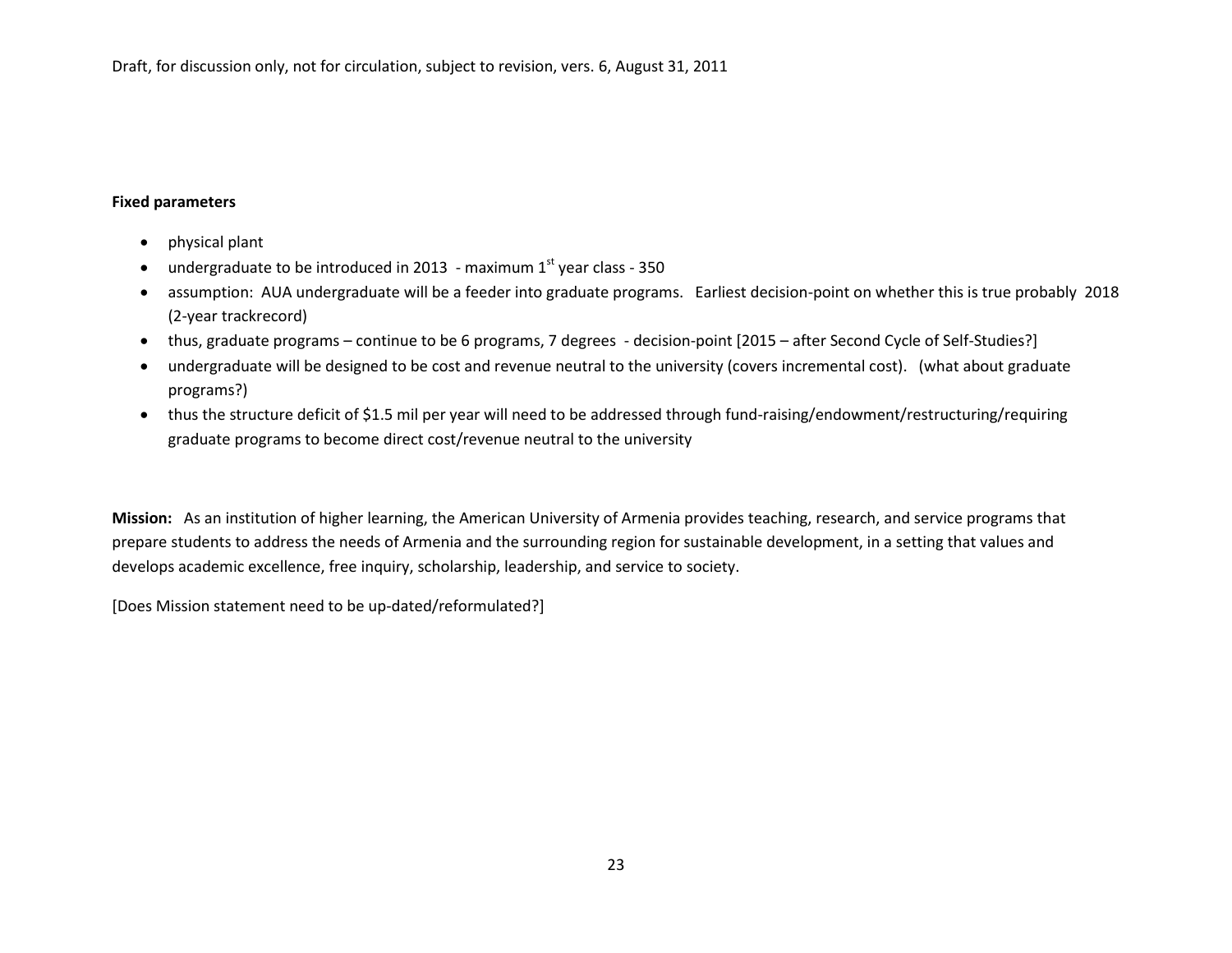**Fixed parameters**

- physical plant
- undergraduate to be introduced in 2013 - maximum 1st year class - 350
- assumption: AUA undergraduate will be a feeder into graduate programs. Earliest decision-point on whether this is true probably 2018 (2-year trackrecord)
- thus, graduate programs – continue to be 6 programs, 7 degrees - decision-point [2015 – after Second Cycle of Self-Studies?]
- undergraduate will be designed to be cost and revenue neutral to the university (covers incremental cost). (what about graduate programs?)
- thus the structure deficit of $1.5 mil per year will need to be addressed through fund-raising/endowment/restructuring/requiring graduate programs to become direct cost/revenue neutral to the university

**Mission:** As an institution of higher learning, the American University of Armenia provides teaching, research, and service programs that prepare students to address the needs of Armenia and the surrounding region for sustainable development, in a setting that values and develops academic excellence, free inquiry, scholarship, leadership, and service to society.

[Does Mission statement need to be up-dated/reformulated?]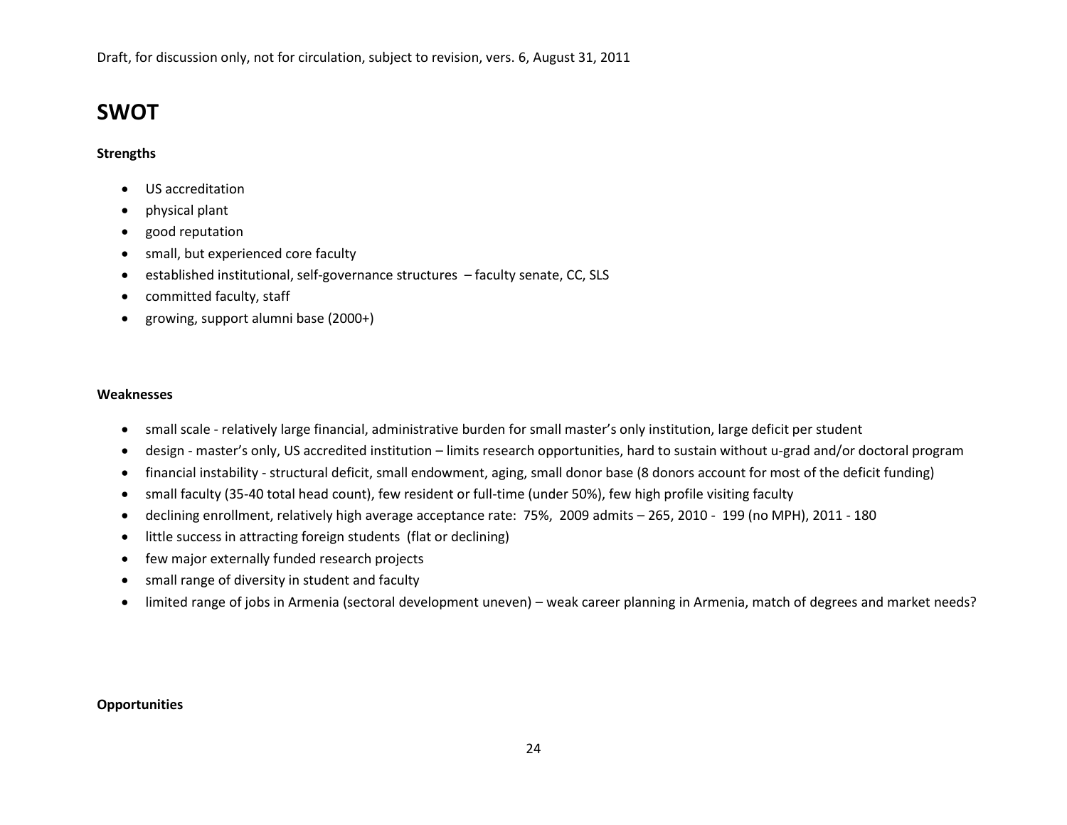Draft, for discussion only, not for circulation, subject to revision, vers. 6, August 31, 2011

# SWOT

**Strengths**

- US accreditation
- physical plant
- good reputation
- small, but experienced core faculty
- established institutional, self-governance structures – faculty senate, CC, SLS
- committed faculty, staff
- growing, support alumni base (2000+)

**Weaknesses**

- small scale - relatively large financial, administrative burden for small master's only institution, large deficit per student
- design - master's only, US accredited institution – limits research opportunities, hard to sustain without u-grad and/or doctoral program
- financial instability - structural deficit, small endowment, aging, small donor base (8 donors account for most of the deficit funding)
- small faculty (35-40 total head count), few resident or full-time (under 50%), few high profile visiting faculty
- declining enrollment, relatively high average acceptance rate: 75%, 2009 admits – 265, 2010 - 199 (no MPH), 2011 - 180
- little success in attracting foreign students (flat or declining)
- few major externally funded research projects
- small range of diversity in student and faculty
- limited range of jobs in Armenia (sectoral development uneven) – weak career planning in Armenia, match of degrees and market needs?

**Opportunities**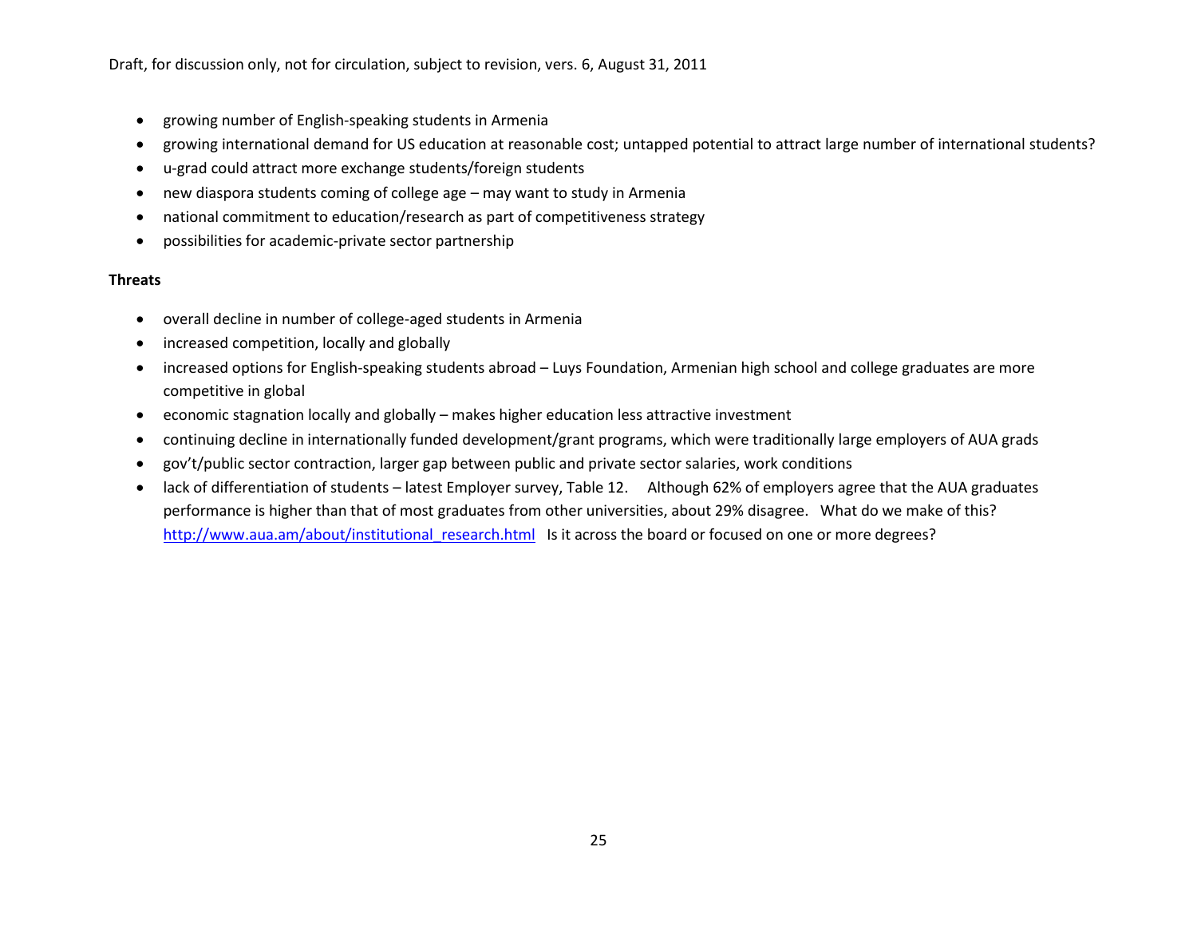- growing number of English-speaking students in Armenia
- growing international demand for US education at reasonable cost; untapped potential to attract large number of international students?
- u-grad could attract more exchange students/foreign students
- new diaspora students coming of college age – may want to study in Armenia
- national commitment to education/research as part of competitiveness strategy
- possibilities for academic-private sector partnership

**Threats**

- overall decline in number of college-aged students in Armenia
- increased competition, locally and globally
- increased options for English-speaking students abroad – Luys Foundation, Armenian high school and college graduates are more competitive in global
- economic stagnation locally and globally – makes higher education less attractive investment
- continuing decline in internationally funded development/grant programs, which were traditionally large employers of AUA grads
- gov't/public sector contraction, larger gap between public and private sector salaries, work conditions
- lack of differentiation of students – latest Employer survey, Table 12. Although 62% of employers agree that the AUA graduates performance is higher than that of most graduates from other universities, about 29% disagree. What do we make of this? http://www.aua.am/about/institutional_research.html Is it across the board or focused on one or more degrees?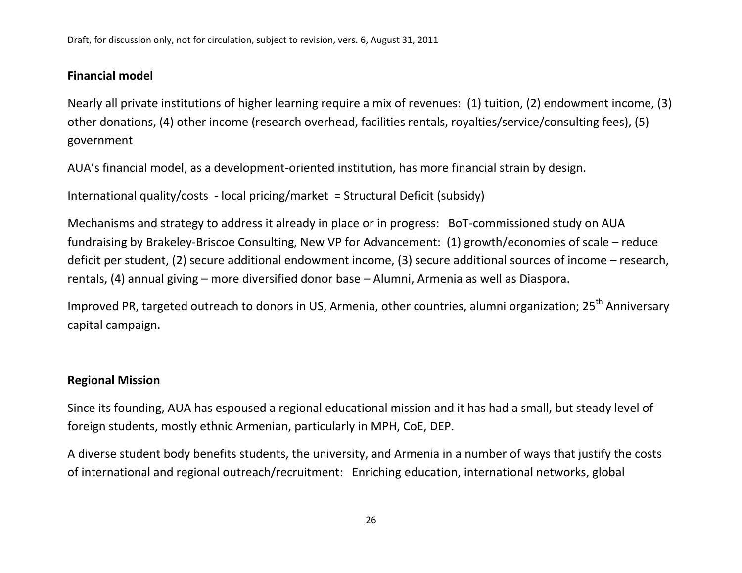**Financial model**

Nearly all private institutions of higher learning require a mix of revenues: (1) tuition, (2) endowment income, (3) other donations, (4) other income (research overhead, facilities rentals, royalties/service/consulting fees), (5) government

AUA's financial model, as a development-oriented institution, has more financial strain by design.

International quality/costs - local pricing/market = Structural Deficit (subsidy)

Mechanisms and strategy to address it already in place or in progress: BoT-commissioned study on AUA fundraising by Brakeley-Briscoe Consulting, New VP for Advancement: (1) growth/economies of scale – reduce deficit per student, (2) secure additional endowment income, (3) secure additional sources of income – research, rentals, (4) annual giving – more diversified donor base – Alumni, Armenia as well as Diaspora.

Improved PR, targeted outreach to donors in US, Armenia, other countries, alumni organization; 25th Anniversary capital campaign.

**Regional Mission**

Since its founding, AUA has espoused a regional educational mission and it has had a small, but steady level of foreign students, mostly ethnic Armenian, particularly in MPH, CoE, DEP.

A diverse student body benefits students, the university, and Armenia in a number of ways that justify the costs of international and regional outreach/recruitment: Enriching education, international networks, global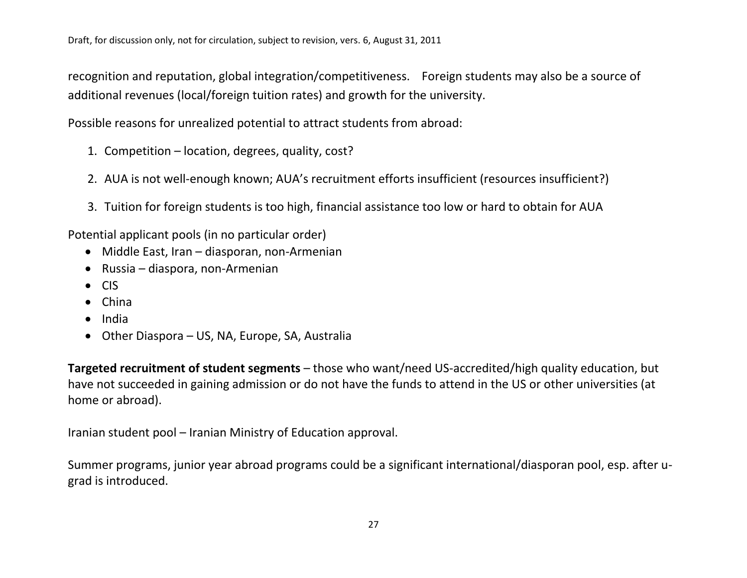recognition and reputation, global integration/competitiveness. Foreign students may also be a source of additional revenues (local/foreign tuition rates) and growth for the university.

Possible reasons for unrealized potential to attract students from abroad:

1. Competition – location, degrees, quality, cost?
2. AUA is not well-enough known; AUA's recruitment efforts insufficient (resources insufficient?)
3. Tuition for foreign students is too high, financial assistance too low or hard to obtain for AUA

Potential applicant pools (in no particular order)

- Middle East, Iran – diasporan, non-Armenian
- Russia – diaspora, non-Armenian
- CIS
- China
- India
- Other Diaspora – US, NA, Europe, SA, Australia

**Targeted recruitment of student segments** – those who want/need US-accredited/high quality education, but have not succeeded in gaining admission or do not have the funds to attend in the US or other universities (at home or abroad).

Iranian student pool – Iranian Ministry of Education approval.

Summer programs, junior year abroad programs could be a significant international/diasporan pool, esp. after u-grad is introduced.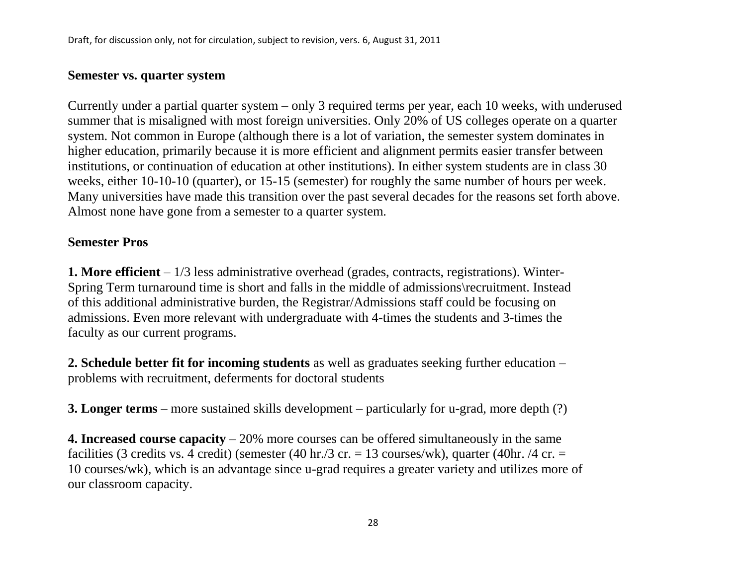**Semester vs. quarter system**

Currently under a partial quarter system – only 3 required terms per year, each 10 weeks, with underused summer that is misaligned with most foreign universities. Only 20% of US colleges operate on a quarter system. Not common in Europe (although there is a lot of variation, the semester system dominates in higher education, primarily because it is more efficient and alignment permits easier transfer between institutions, or continuation of education at other institutions). In either system students are in class 30 weeks, either 10-10-10 (quarter), or 15-15 (semester) for roughly the same number of hours per week. Many universities have made this transition over the past several decades for the reasons set forth above. Almost none have gone from a semester to a quarter system.

**Semester Pros**

**1. More efficient** – 1/3 less administrative overhead (grades, contracts, registrations). Winter-Spring Term turnaround time is short and falls in the middle of admissions\recruitment. Instead of this additional administrative burden, the Registrar/Admissions staff could be focusing on admissions. Even more relevant with undergraduate with 4-times the students and 3-times the faculty as our current programs.

**2. Schedule better fit for incoming students** as well as graduates seeking further education – problems with recruitment, deferments for doctoral students

**3. Longer terms** – more sustained skills development – particularly for u-grad, more depth (?)

**4. Increased course capacity** – 20% more courses can be offered simultaneously in the same facilities (3 credits vs. 4 credit) (semester (40 hr./3 cr. = 13 courses/wk), quarter (40hr. /4 cr. = 10 courses/wk), which is an advantage since u-grad requires a greater variety and utilizes more of our classroom capacity.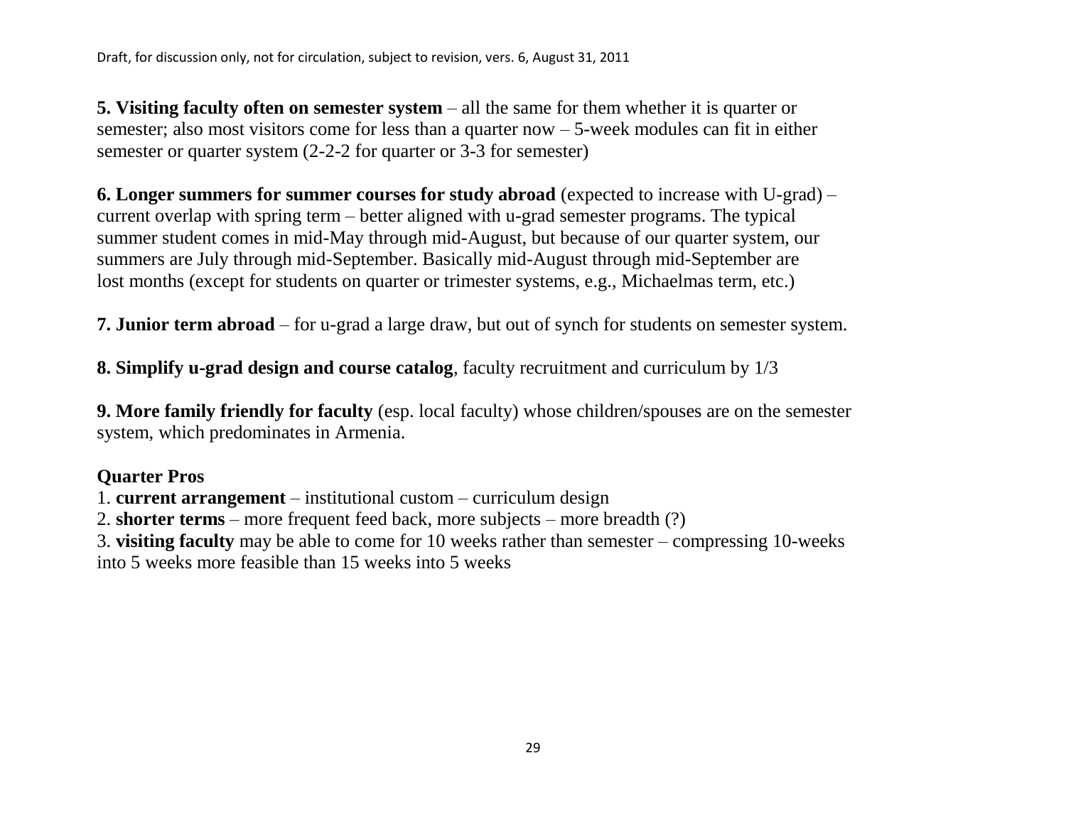**5. Visiting faculty often on semester system** – all the same for them whether it is quarter or semester; also most visitors come for less than a quarter now – 5-week modules can fit in either semester or quarter system (2-2-2 for quarter or 3-3 for semester)

**6. Longer summers for summer courses for study abroad** (expected to increase with U-grad) – current overlap with spring term – better aligned with u-grad semester programs. The typical summer student comes in mid-May through mid-August, but because of our quarter system, our summers are July through mid-September. Basically mid-August through mid-September are lost months (except for students on quarter or trimester systems, e.g., Michaelmas term, etc.)

**7. Junior term abroad** – for u-grad a large draw, but out of synch for students on semester system.

**8. Simplify u-grad design and course catalog**, faculty recruitment and curriculum by 1/3

**9. More family friendly for faculty** (esp. local faculty) whose children/spouses are on the semester system, which predominates in Armenia.

**Quarter Pros**

1. **current arrangement** – institutional custom – curriculum design
2. **shorter terms** – more frequent feed back, more subjects – more breadth (?)
3. **visiting faculty** may be able to come for 10 weeks rather than semester – compressing 10-weeks into 5 weeks more feasible than 15 weeks into 5 weeks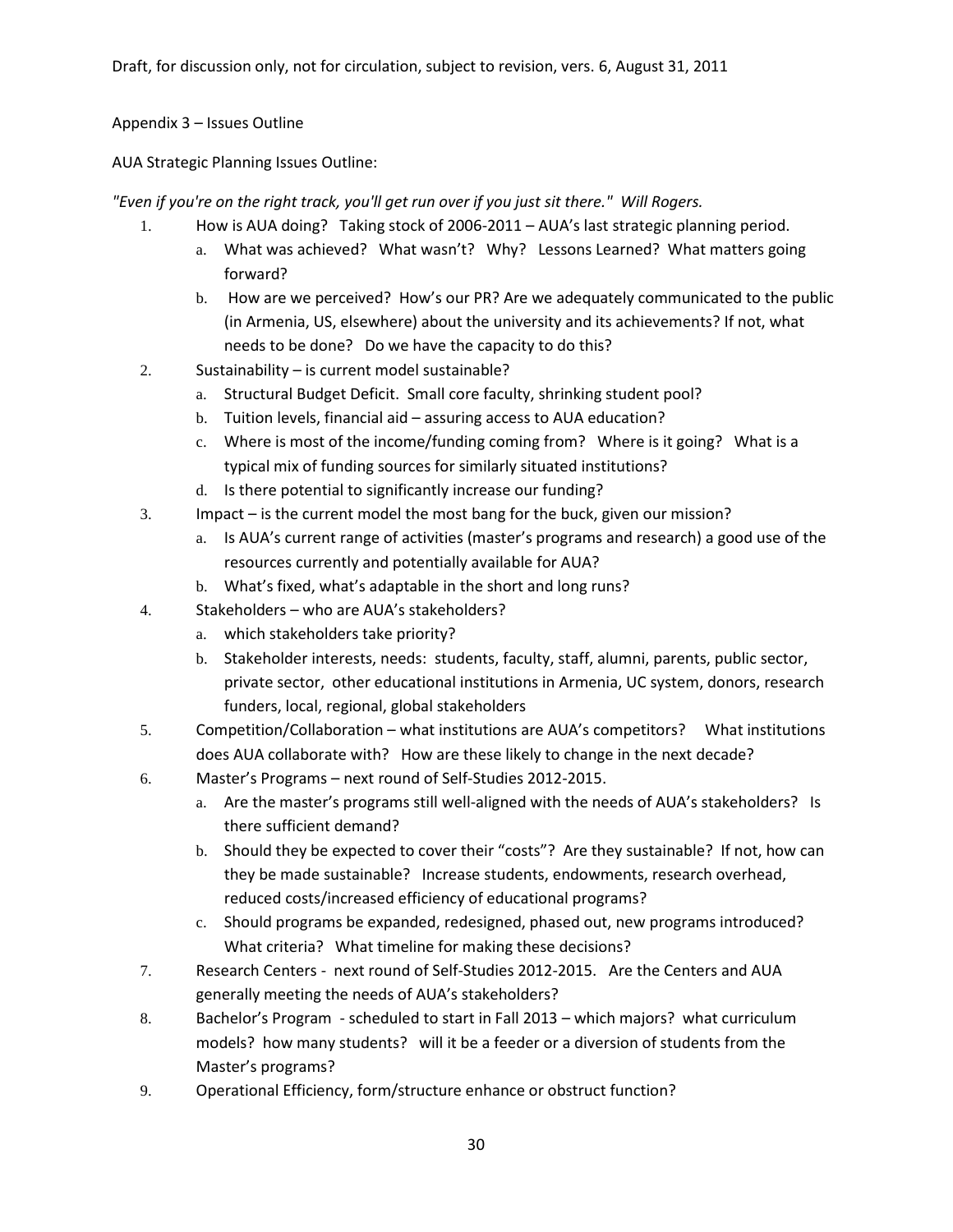Draft, for discussion only, not for circulation, subject to revision, vers. 6, August 31, 2011

Appendix 3 – Issues Outline

AUA Strategic Planning Issues Outline:

*"Even if you're on the right track, you'll get run over if you just sit there." Will Rogers.*

1. How is AUA doing? Taking stock of 2006-2011 – AUA's last strategic planning period.
   a. What was achieved? What wasn't? Why? Lessons Learned? What matters going forward?
   b. How are we perceived? How's our PR? Are we adequately communicated to the public (in Armenia, US, elsewhere) about the university and its achievements? If not, what needs to be done? Do we have the capacity to do this?
2. Sustainability – is current model sustainable?
   a. Structural Budget Deficit. Small core faculty, shrinking student pool?
   b. Tuition levels, financial aid – assuring access to AUA education?
   c. Where is most of the income/funding coming from? Where is it going? What is a typical mix of funding sources for similarly situated institutions?
   d. Is there potential to significantly increase our funding?
3. Impact – is the current model the most bang for the buck, given our mission?
   a. Is AUA's current range of activities (master's programs and research) a good use of the resources currently and potentially available for AUA?
   b. What's fixed, what's adaptable in the short and long runs?
4. Stakeholders – who are AUA's stakeholders?
   a. which stakeholders take priority?
   b. Stakeholder interests, needs: students, faculty, staff, alumni, parents, public sector, private sector, other educational institutions in Armenia, UC system, donors, research funders, local, regional, global stakeholders
5. Competition/Collaboration – what institutions are AUA's competitors? What institutions does AUA collaborate with? How are these likely to change in the next decade?
6. Master's Programs – next round of Self-Studies 2012-2015.
   a. Are the master's programs still well-aligned with the needs of AUA's stakeholders? Is there sufficient demand?
   b. Should they be expected to cover their "costs"? Are they sustainable? If not, how can they be made sustainable? Increase students, endowments, research overhead, reduced costs/increased efficiency of educational programs?
   c. Should programs be expanded, redesigned, phased out, new programs introduced? What criteria? What timeline for making these decisions?
7. Research Centers - next round of Self-Studies 2012-2015. Are the Centers and AUA generally meeting the needs of AUA's stakeholders?
8. Bachelor's Program - scheduled to start in Fall 2013 – which majors? what curriculum models? how many students? will it be a feeder or a diversion of students from the Master's programs?
9. Operational Efficiency, form/structure enhance or obstruct function?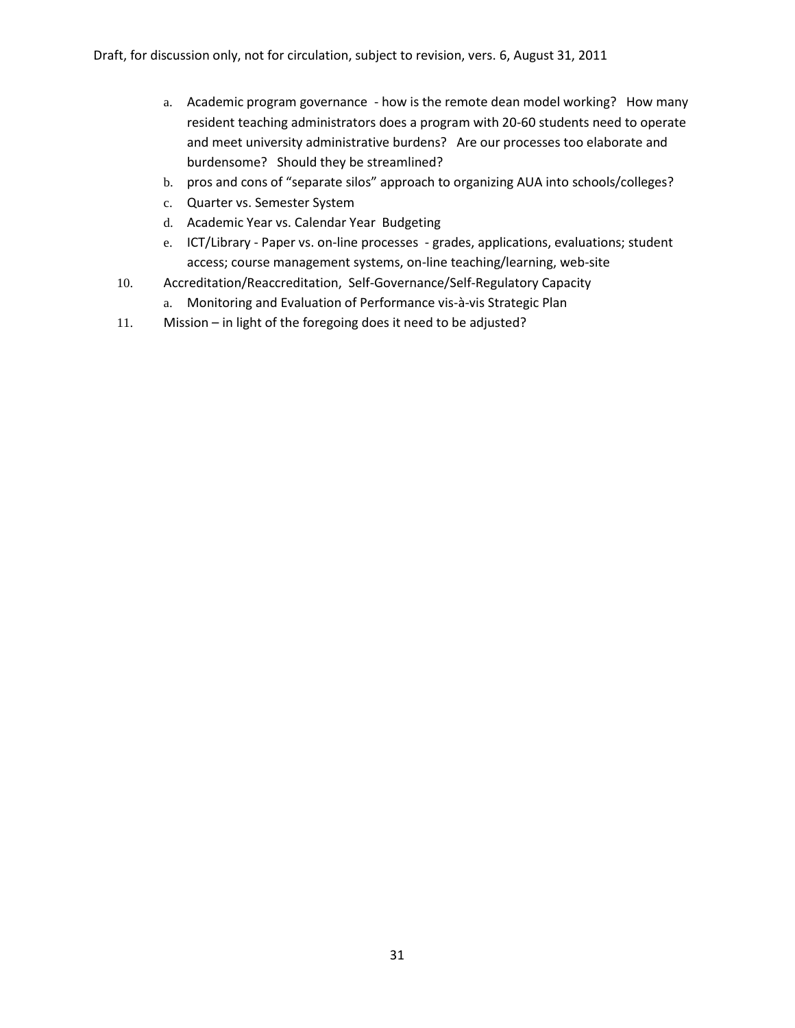a. Academic program governance - how is the remote dean model working? How many resident teaching administrators does a program with 20-60 students need to operate and meet university administrative burdens? Are our processes too elaborate and burdensome? Should they be streamlined?
b. pros and cons of "separate silos" approach to organizing AUA into schools/colleges?
c. Quarter vs. Semester System
d. Academic Year vs. Calendar Year Budgeting
e. ICT/Library - Paper vs. on-line processes - grades, applications, evaluations; student access; course management systems, on-line teaching/learning, web-site

10. Accreditation/Reaccreditation, Self-Governance/Self-Regulatory Capacity
    a. Monitoring and Evaluation of Performance vis-à-vis Strategic Plan
11. Mission – in light of the foregoing does it need to be adjusted?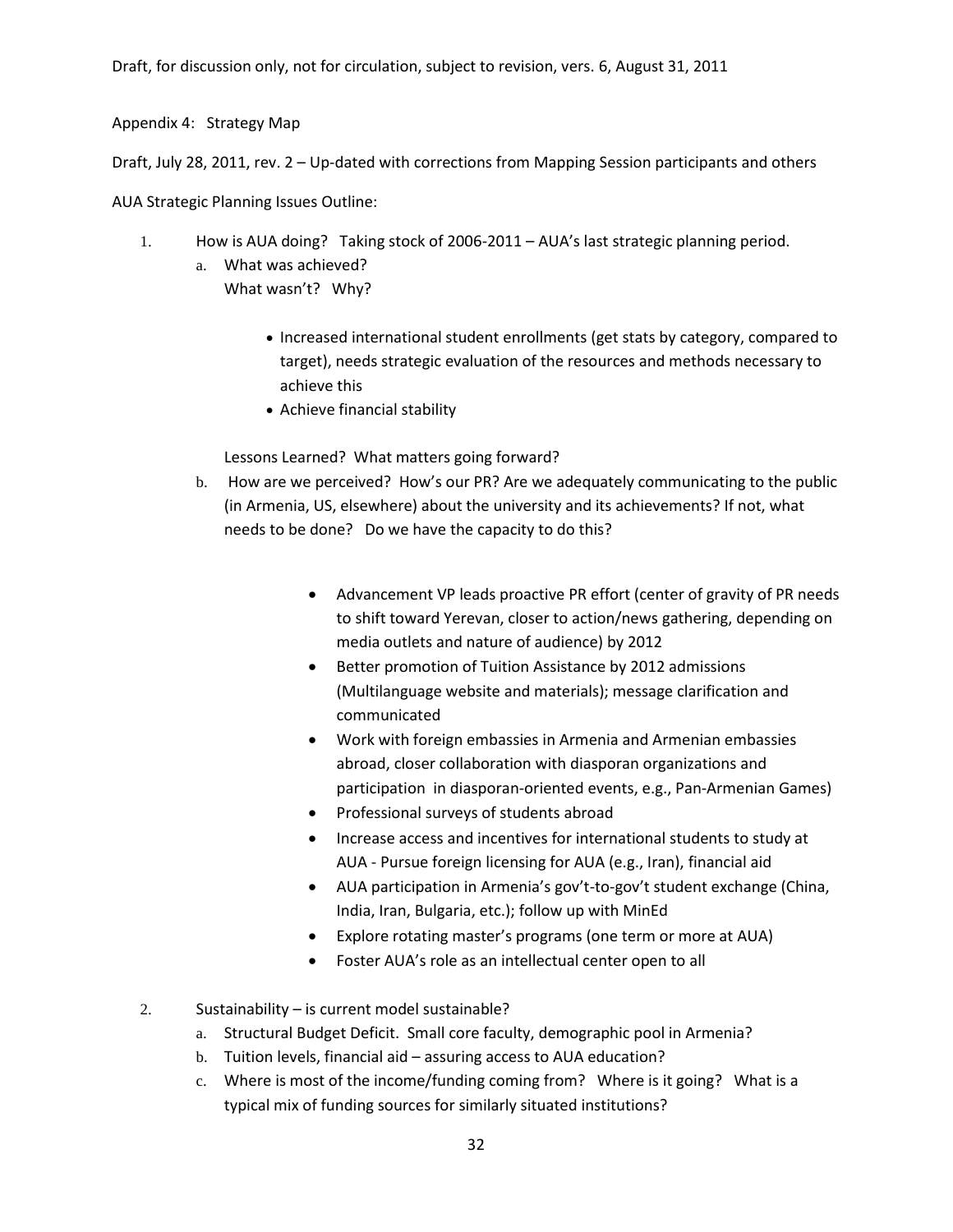Appendix 4: Strategy Map

Draft, July 28, 2011, rev. 2 – Up-dated with corrections from Mapping Session participants and others

AUA Strategic Planning Issues Outline:

1. How is AUA doing? Taking stock of 2006-2011 – AUA's last strategic planning period.
   a. What was achieved?
      What wasn't? Why?

      - Increased international student enrollments (get stats by category, compared to target), needs strategic evaluation of the resources and methods necessary to achieve this
      - Achieve financial stability

      Lessons Learned? What matters going forward?

   b. How are we perceived? How's our PR? Are we adequately communicating to the public (in Armenia, US, elsewhere) about the university and its achievements? If not, what needs to be done? Do we have the capacity to do this?

      - Advancement VP leads proactive PR effort (center of gravity of PR needs to shift toward Yerevan, closer to action/news gathering, depending on media outlets and nature of audience) by 2012
      - Better promotion of Tuition Assistance by 2012 admissions (Multilanguage website and materials); message clarification and communicated
      - Work with foreign embassies in Armenia and Armenian embassies abroad, closer collaboration with diasporan organizations and participation in diasporan-oriented events, e.g., Pan-Armenian Games)
      - Professional surveys of students abroad
      - Increase access and incentives for international students to study at AUA - Pursue foreign licensing for AUA (e.g., Iran), financial aid
      - AUA participation in Armenia's gov't-to-gov't student exchange (China, India, Iran, Bulgaria, etc.); follow up with MinEd
      - Explore rotating master's programs (one term or more at AUA)
      - Foster AUA's role as an intellectual center open to all

2. Sustainability – is current model sustainable?
   a. Structural Budget Deficit. Small core faculty, demographic pool in Armenia?
   b. Tuition levels, financial aid – assuring access to AUA education?
   c. Where is most of the income/funding coming from? Where is it going? What is a typical mix of funding sources for similarly situated institutions?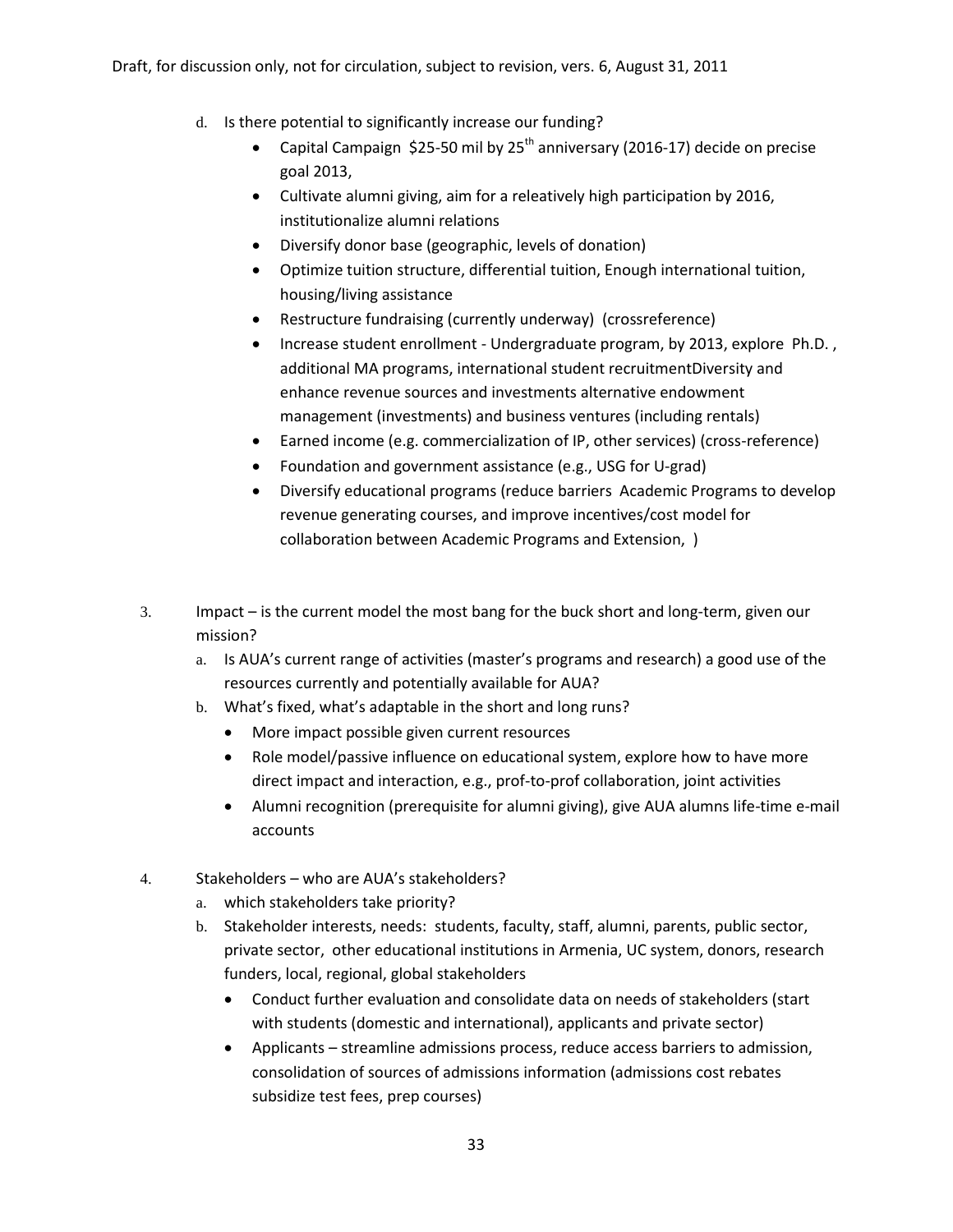d. Is there potential to significantly increase our funding?
   - Capital Campaign $25-50 mil by 25th anniversary (2016-17) decide on precise goal 2013,
   - Cultivate alumni giving, aim for a releatively high participation by 2016, institutionalize alumni relations
   - Diversify donor base (geographic, levels of donation)
   - Optimize tuition structure, differential tuition, Enough international tuition, housing/living assistance
   - Restructure fundraising (currently underway) (crossreference)
   - Increase student enrollment - Undergraduate program, by 2013, explore Ph.D. , additional MA programs, international student recruitmentDiversity and enhance revenue sources and investments alternative endowment management (investments) and business ventures (including rentals)
   - Earned income (e.g. commercialization of IP, other services) (cross-reference)
   - Foundation and government assistance (e.g., USG for U-grad)
   - Diversify educational programs (reduce barriers Academic Programs to develop revenue generating courses, and improve incentives/cost model for collaboration between Academic Programs and Extension, )

3. Impact – is the current model the most bang for the buck short and long-term, given our mission?
   a. Is AUA's current range of activities (master's programs and research) a good use of the resources currently and potentially available for AUA?
   b. What's fixed, what's adaptable in the short and long runs?
      - More impact possible given current resources
      - Role model/passive influence on educational system, explore how to have more direct impact and interaction, e.g., prof-to-prof collaboration, joint activities
      - Alumni recognition (prerequisite for alumni giving), give AUA alumns life-time e-mail accounts

4. Stakeholders – who are AUA's stakeholders?
   a. which stakeholders take priority?
   b. Stakeholder interests, needs: students, faculty, staff, alumni, parents, public sector, private sector, other educational institutions in Armenia, UC system, donors, research funders, local, regional, global stakeholders
      - Conduct further evaluation and consolidate data on needs of stakeholders (start with students (domestic and international), applicants and private sector)
      - Applicants – streamline admissions process, reduce access barriers to admission, consolidation of sources of admissions information (admissions cost rebates subsidize test fees, prep courses)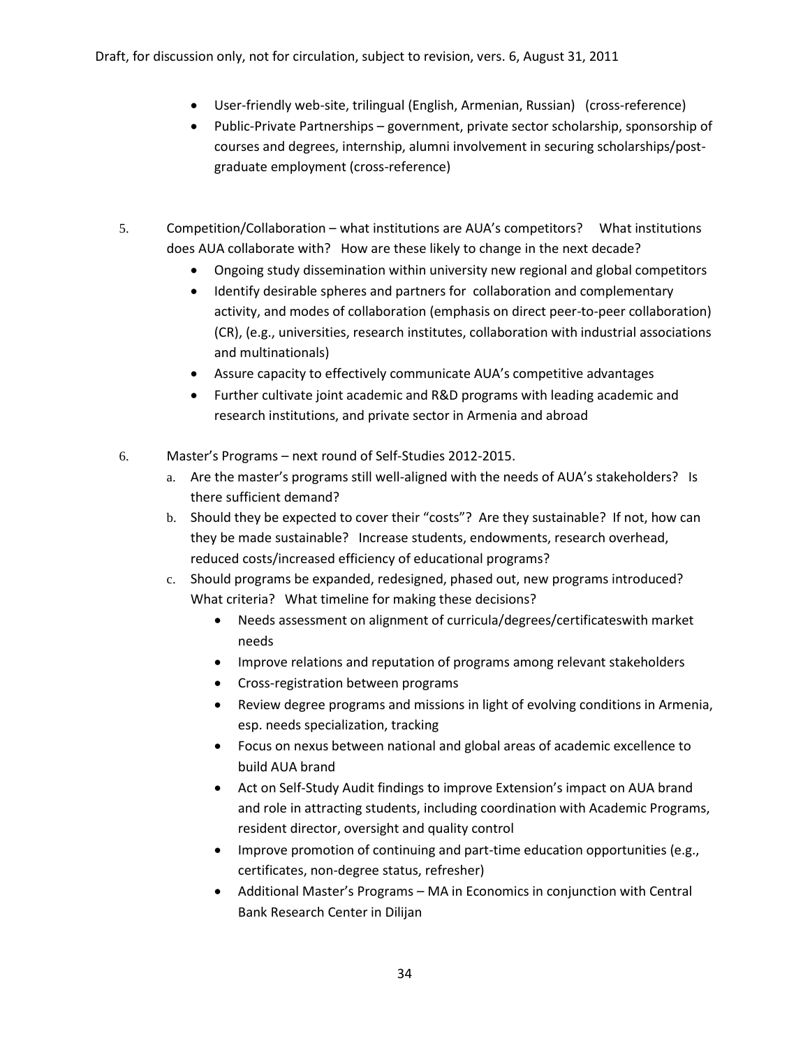- User-friendly web-site, trilingual (English, Armenian, Russian) (cross-reference)
- Public-Private Partnerships – government, private sector scholarship, sponsorship of courses and degrees, internship, alumni involvement in securing scholarships/post-graduate employment (cross-reference)

5. Competition/Collaboration – what institutions are AUA's competitors? What institutions does AUA collaborate with? How are these likely to change in the next decade?
   - Ongoing study dissemination within university new regional and global competitors
   - Identify desirable spheres and partners for collaboration and complementary activity, and modes of collaboration (emphasis on direct peer-to-peer collaboration) (CR), (e.g., universities, research institutes, collaboration with industrial associations and multinationals)
   - Assure capacity to effectively communicate AUA's competitive advantages
   - Further cultivate joint academic and R&D programs with leading academic and research institutions, and private sector in Armenia and abroad

6. Master's Programs – next round of Self-Studies 2012-2015.
   a. Are the master's programs still well-aligned with the needs of AUA's stakeholders? Is there sufficient demand?
   b. Should they be expected to cover their "costs"? Are they sustainable? If not, how can they be made sustainable? Increase students, endowments, research overhead, reduced costs/increased efficiency of educational programs?
   c. Should programs be expanded, redesigned, phased out, new programs introduced? What criteria? What timeline for making these decisions?
      - Needs assessment on alignment of curricula/degrees/certificateswith market needs
      - Improve relations and reputation of programs among relevant stakeholders
      - Cross-registration between programs
      - Review degree programs and missions in light of evolving conditions in Armenia, esp. needs specialization, tracking
      - Focus on nexus between national and global areas of academic excellence to build AUA brand
      - Act on Self-Study Audit findings to improve Extension's impact on AUA brand and role in attracting students, including coordination with Academic Programs, resident director, oversight and quality control
      - Improve promotion of continuing and part-time education opportunities (e.g., certificates, non-degree status, refresher)
      - Additional Master's Programs – MA in Economics in conjunction with Central Bank Research Center in Dilijan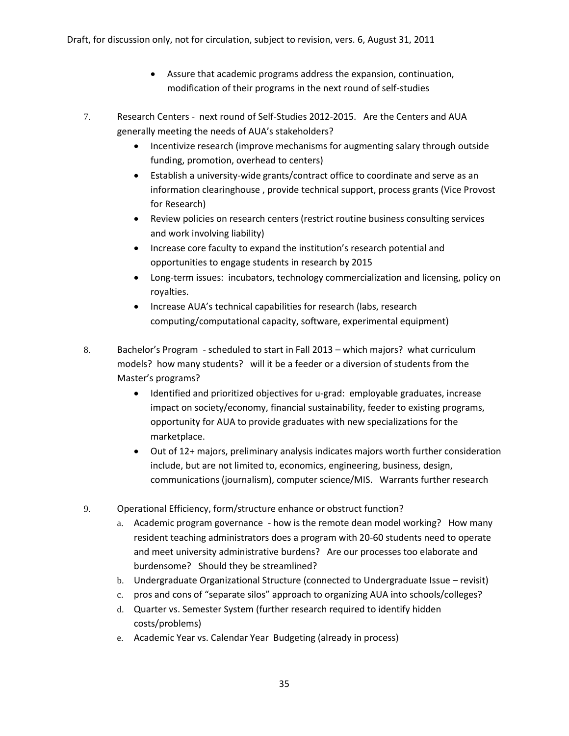- Assure that academic programs address the expansion, continuation, modification of their programs in the next round of self-studies

7. Research Centers - next round of Self-Studies 2012-2015. Are the Centers and AUA generally meeting the needs of AUA's stakeholders?
   - Incentivize research (improve mechanisms for augmenting salary through outside funding, promotion, overhead to centers)
   - Establish a university-wide grants/contract office to coordinate and serve as an information clearinghouse , provide technical support, process grants (Vice Provost for Research)
   - Review policies on research centers (restrict routine business consulting services and work involving liability)
   - Increase core faculty to expand the institution's research potential and opportunities to engage students in research by 2015
   - Long-term issues: incubators, technology commercialization and licensing, policy on royalties.
   - Increase AUA's technical capabilities for research (labs, research computing/computational capacity, software, experimental equipment)

8. Bachelor's Program - scheduled to start in Fall 2013 – which majors? what curriculum models? how many students? will it be a feeder or a diversion of students from the Master's programs?
   - Identified and prioritized objectives for u-grad: employable graduates, increase impact on society/economy, financial sustainability, feeder to existing programs, opportunity for AUA to provide graduates with new specializations for the marketplace.
   - Out of 12+ majors, preliminary analysis indicates majors worth further consideration include, but are not limited to, economics, engineering, business, design, communications (journalism), computer science/MIS. Warrants further research

9. Operational Efficiency, form/structure enhance or obstruct function?
   a. Academic program governance - how is the remote dean model working? How many resident teaching administrators does a program with 20-60 students need to operate and meet university administrative burdens? Are our processes too elaborate and burdensome? Should they be streamlined?
   b. Undergraduate Organizational Structure (connected to Undergraduate Issue – revisit)
   c. pros and cons of "separate silos" approach to organizing AUA into schools/colleges?
   d. Quarter vs. Semester System (further research required to identify hidden costs/problems)
   e. Academic Year vs. Calendar Year Budgeting (already in process)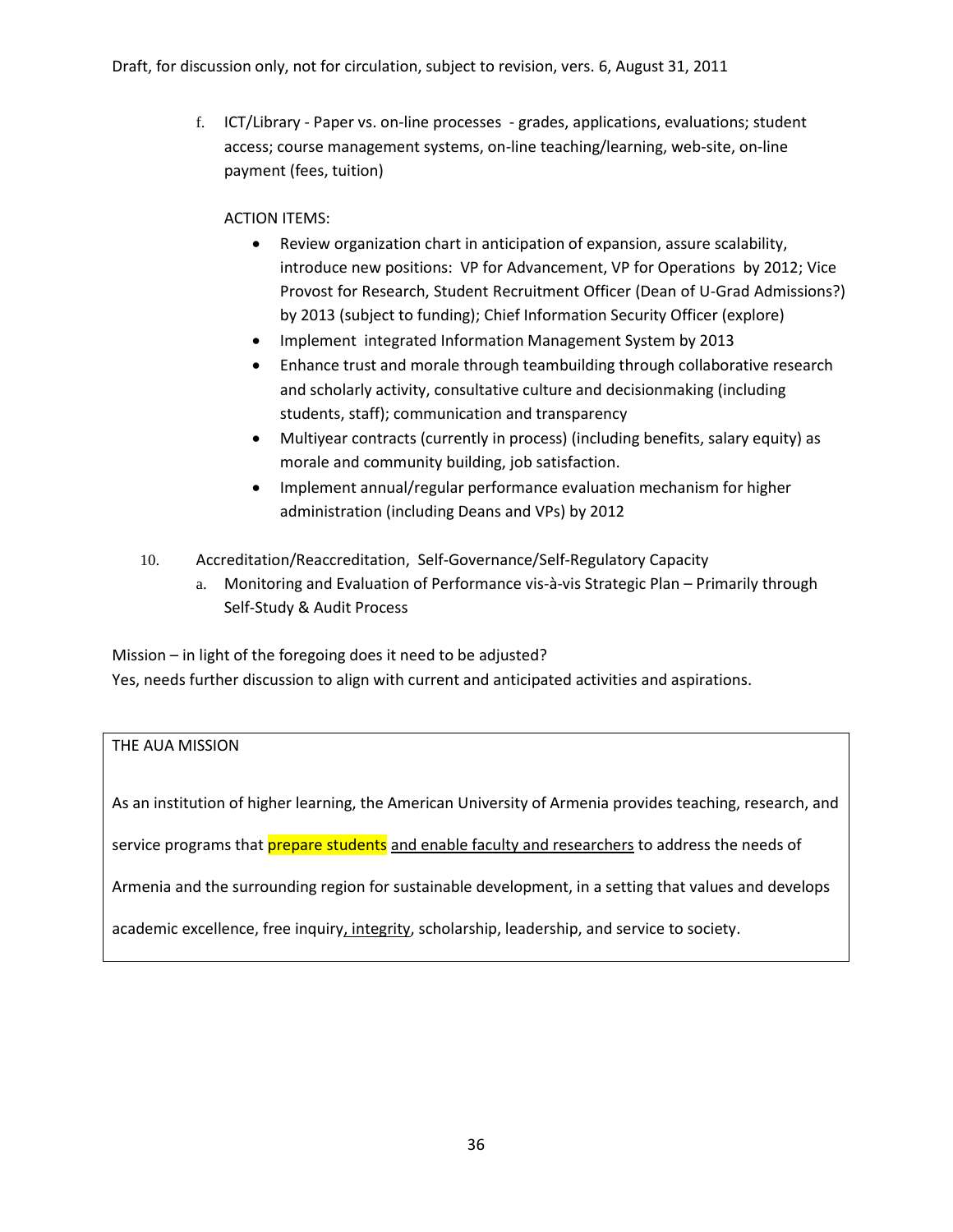f. ICT/Library - Paper vs. on-line processes - grades, applications, evaluations; student access; course management systems, on-line teaching/learning, web-site, on-line payment (fees, tuition)

ACTION ITEMS:

- Review organization chart in anticipation of expansion, assure scalability, introduce new positions: VP for Advancement, VP for Operations by 2012; Vice Provost for Research, Student Recruitment Officer (Dean of U-Grad Admissions?) by 2013 (subject to funding); Chief Information Security Officer (explore)
- Implement integrated Information Management System by 2013
- Enhance trust and morale through teambuilding through collaborative research and scholarly activity, consultative culture and decisionmaking (including students, staff); communication and transparency
- Multiyear contracts (currently in process) (including benefits, salary equity) as morale and community building, job satisfaction.
- Implement annual/regular performance evaluation mechanism for higher administration (including Deans and VPs) by 2012

10. Accreditation/Reaccreditation, Self-Governance/Self-Regulatory Capacity
    a. Monitoring and Evaluation of Performance vis-à-vis Strategic Plan – Primarily through Self-Study & Audit Process

Mission – in light of the foregoing does it need to be adjusted?
Yes, needs further discussion to align with current and anticipated activities and aspirations.

THE AUA MISSION

As an institution of higher learning, the American University of Armenia provides teaching, research, and service programs that prepare students and enable faculty and researchers to address the needs of Armenia and the surrounding region for sustainable development, in a setting that values and develops academic excellence, free inquiry, integrity, scholarship, leadership, and service to society.